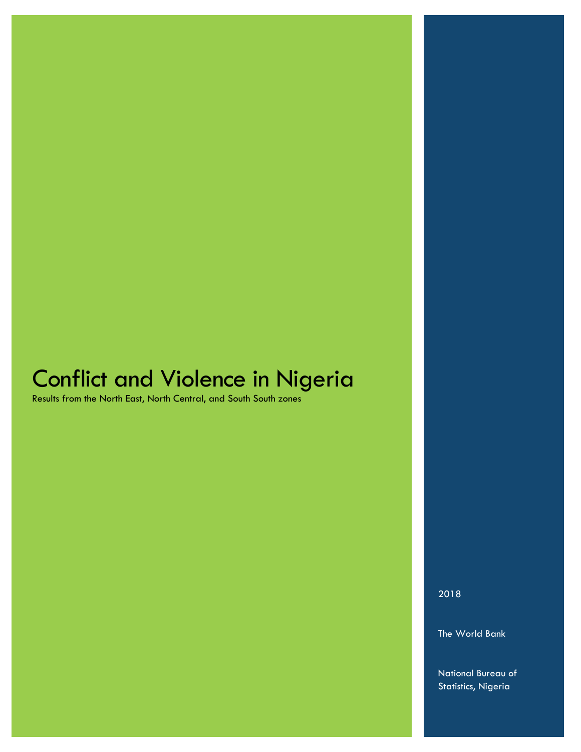# Conflict and Violence in Nigeria

Results from the North East, North Central, and South South zones

2018

The World Bank

National Bureau of Statistics, Nigeria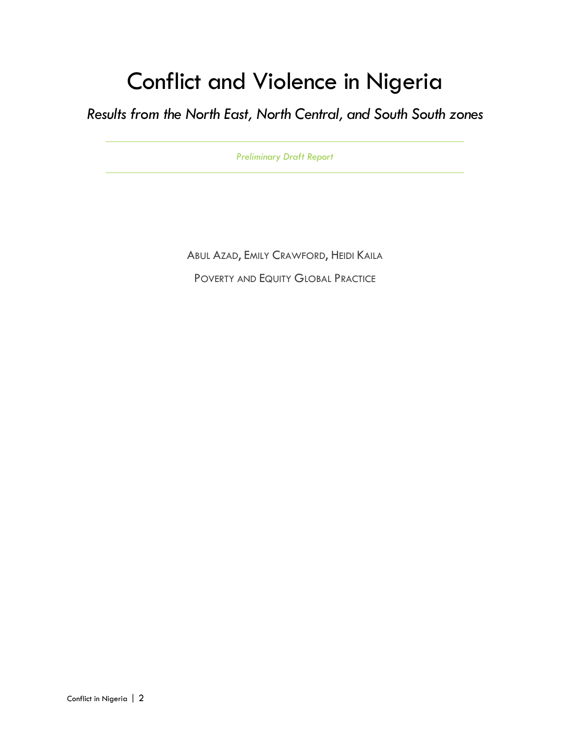# Conflict and Violence in Nigeria

*Results from the North East, North Central, and South South zones*

*Preliminary Draft Report*

ABUL AZAD, EMILY CRAWFORD, HEIDI KAILA

POVERTY AND EQUITY GLOBAL PRACTICE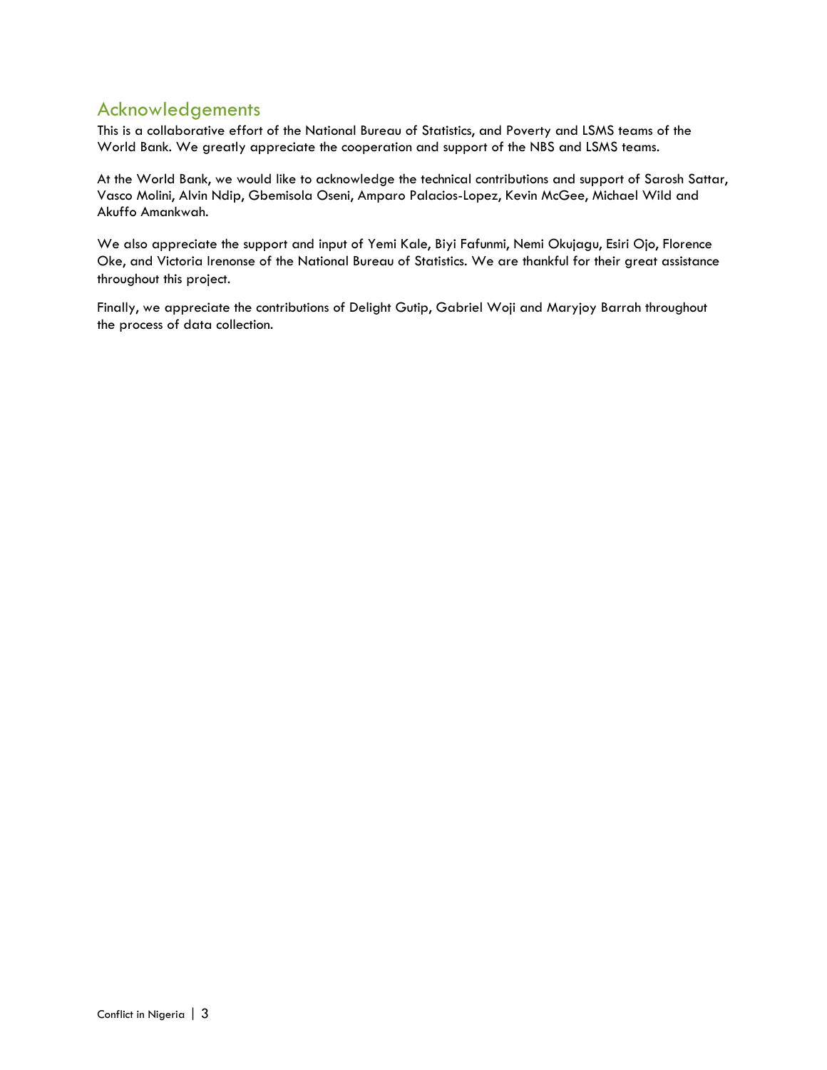## Acknowledgements

This is a collaborative effort of the National Bureau of Statistics, and Poverty and LSMS teams of the World Bank. We greatly appreciate the cooperation and support of the NBS and LSMS teams.

At the World Bank, we would like to acknowledge the technical contributions and support of Sarosh Sattar, Vasco Molini, Alvin Ndip, Gbemisola Oseni, Amparo Palacios-Lopez, Kevin McGee, Michael Wild and Akuffo Amankwah.

We also appreciate the support and input of Yemi Kale, Biyi Fafunmi, Nemi Okujagu, Esiri Ojo, Florence Oke, and Victoria Irenonse of the National Bureau of Statistics. We are thankful for their great assistance throughout this project.

Finally, we appreciate the contributions of Delight Gutip, Gabriel Woji and Maryjoy Barrah throughout the process of data collection.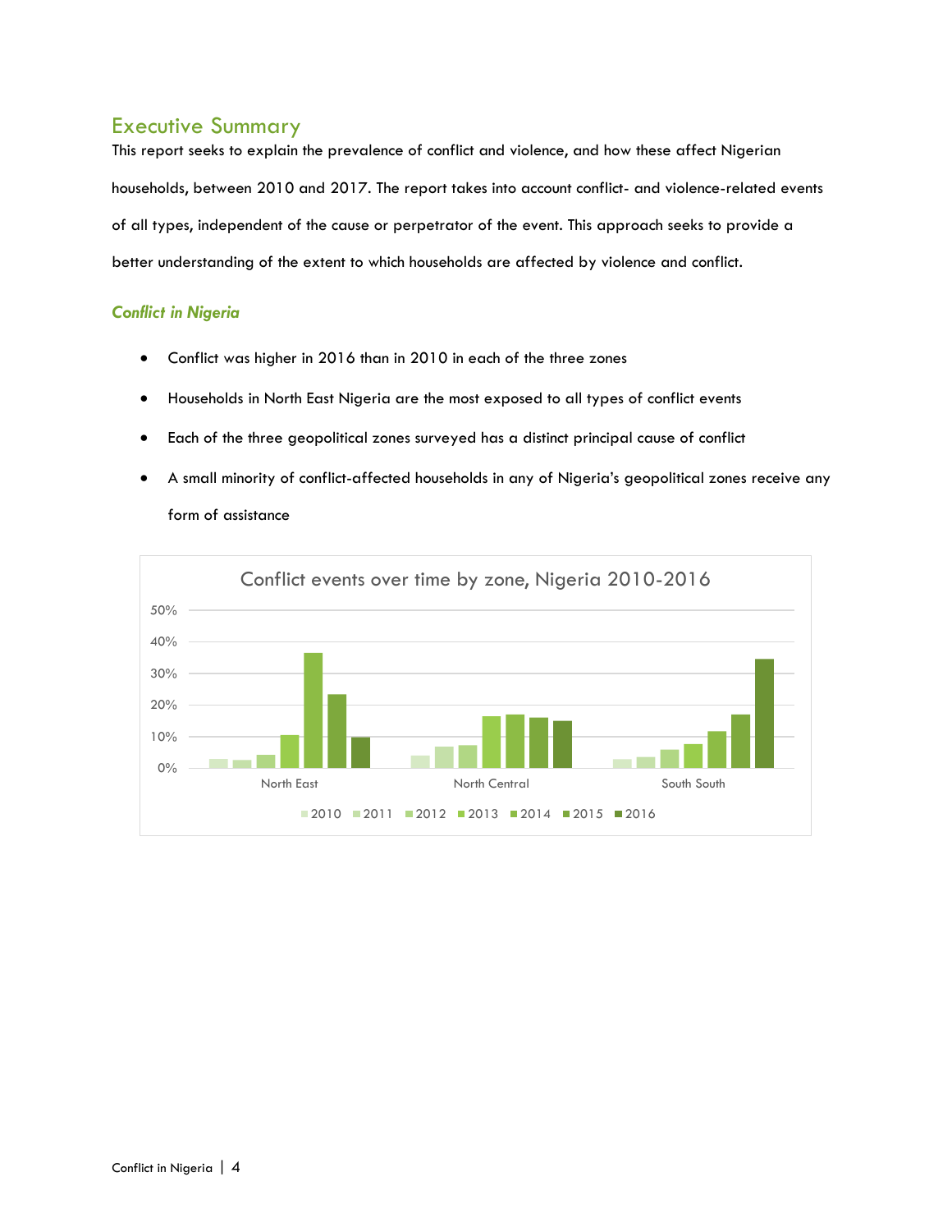## Executive Summary

This report seeks to explain the prevalence of conflict and violence, and how these affect Nigerian households, between 2010 and 2017. The report takes into account conflict- and violence-related events of all types, independent of the cause or perpetrator of the event. This approach seeks to provide a better understanding of the extent to which households are affected by violence and conflict.

### *Conflict in Nigeria*

- Conflict was higher in 2016 than in 2010 in each of the three zones
- Households in North East Nigeria are the most exposed to all types of conflict events
- Each of the three geopolitical zones surveyed has a distinct principal cause of conflict
- A small minority of conflict-affected households in any of Nigeria's geopolitical zones receive any form of assistance

Conflict events over time by zone, Nigeria 2010-2016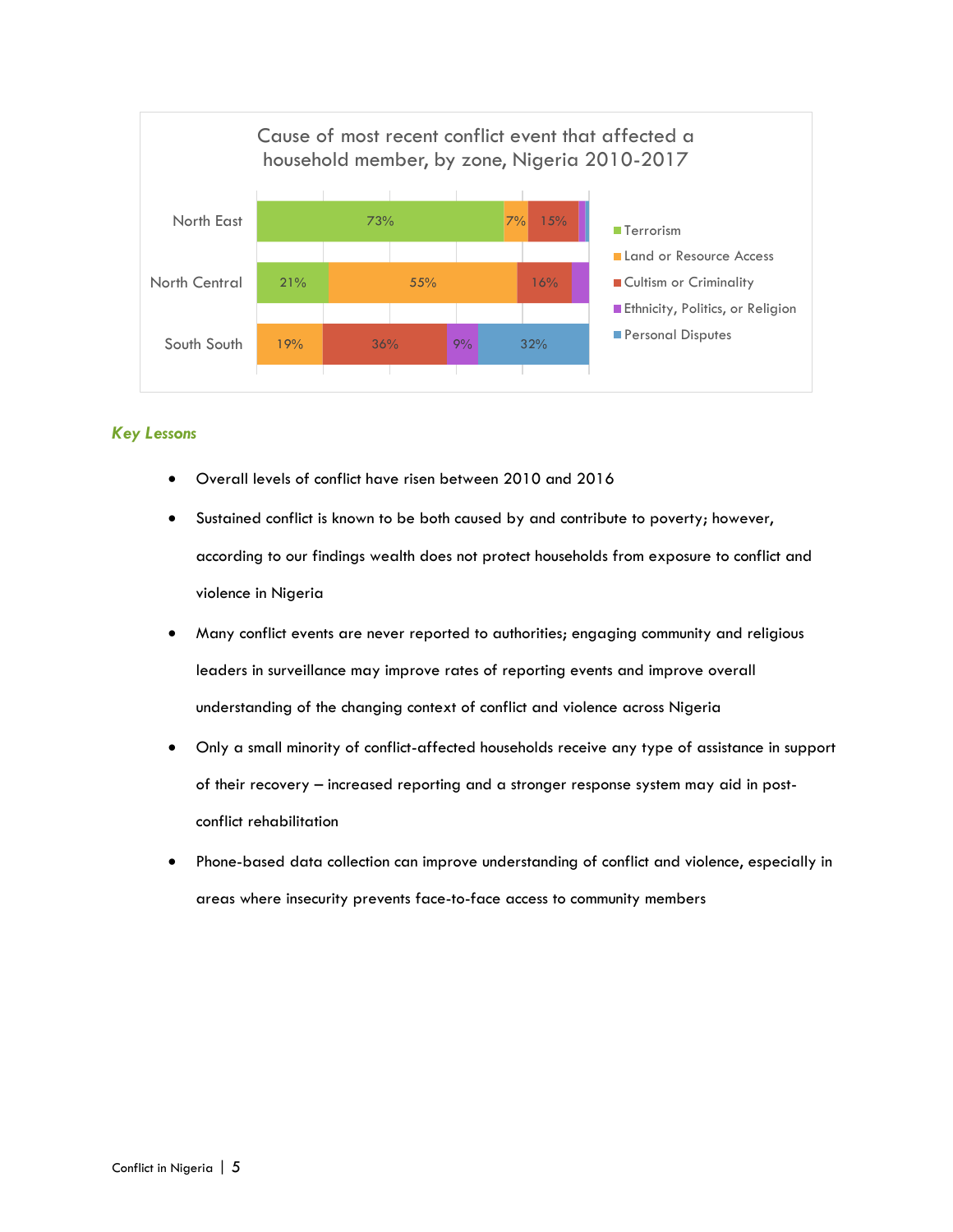Cause of most recent conflict event that affected a household member, by zone, Nigeria 2010-2017

North East
73%
7%
15%

North Central
21%
55%
16%

South South
19%
36%
9%
32%

Terrorism
Land or Resource Access
Cultism or Criminality
Ethnicity, Politics, or Religion
Personal Disputes

### *Key Lessons*

- Overall levels of conflict have risen between 2010 and 2016
- Sustained conflict is known to be both caused by and contribute to poverty; however, according to our findings wealth does not protect households from exposure to conflict and violence in Nigeria
- Many conflict events are never reported to authorities; engaging community and religious leaders in surveillance may improve rates of reporting events and improve overall understanding of the changing context of conflict and violence across Nigeria
- Only a small minority of conflict-affected households receive any type of assistance in support of their recovery – increased reporting and a stronger response system may aid in post-conflict rehabilitation
- Phone-based data collection can improve understanding of conflict and violence, especially in areas where insecurity prevents face-to-face access to community members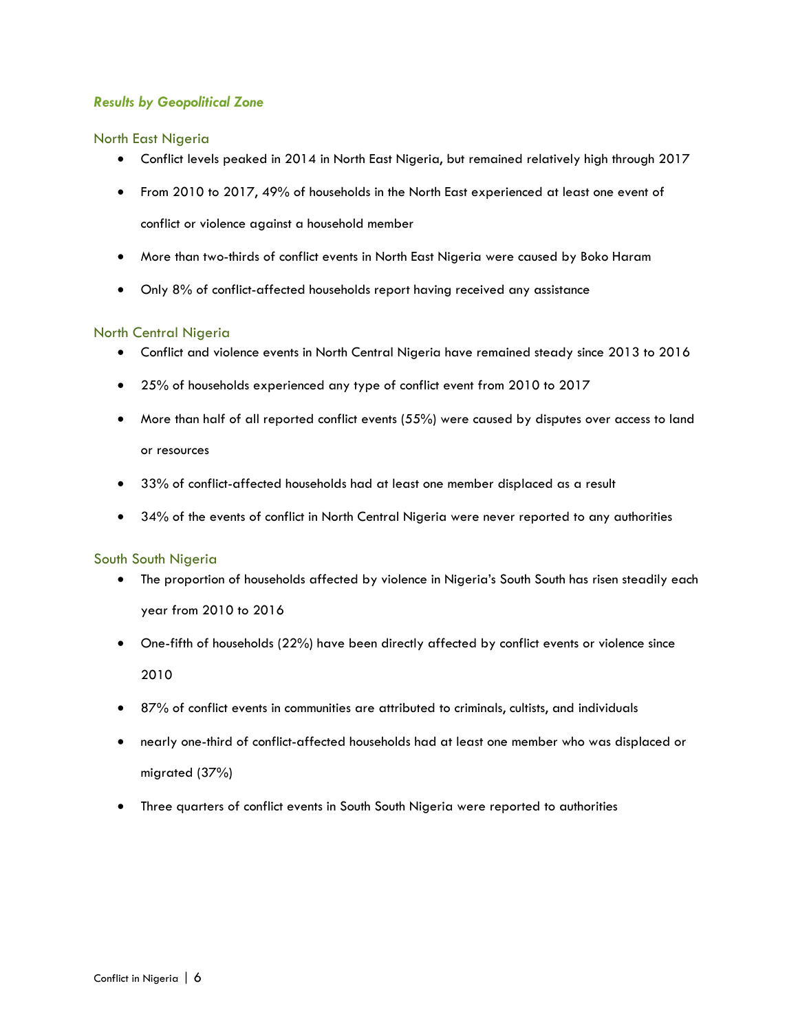### *Results by Geopolitical Zone*

#### North East Nigeria

- Conflict levels peaked in 2014 in North East Nigeria, but remained relatively high through 2017
- From 2010 to 2017, 49% of households in the North East experienced at least one event of conflict or violence against a household member
- More than two-thirds of conflict events in North East Nigeria were caused by Boko Haram
- Only 8% of conflict-affected households report having received any assistance

#### North Central Nigeria

- Conflict and violence events in North Central Nigeria have remained steady since 2013 to 2016
- 25% of households experienced any type of conflict event from 2010 to 2017
- More than half of all reported conflict events (55%) were caused by disputes over access to land or resources
- 33% of conflict-affected households had at least one member displaced as a result
- 34% of the events of conflict in North Central Nigeria were never reported to any authorities

#### South South Nigeria

- The proportion of households affected by violence in Nigeria's South South has risen steadily each year from 2010 to 2016
- One-fifth of households (22%) have been directly affected by conflict events or violence since 2010
- 87% of conflict events in communities are attributed to criminals, cultists, and individuals
- nearly one-third of conflict-affected households had at least one member who was displaced or migrated (37%)
- Three quarters of conflict events in South South Nigeria were reported to authorities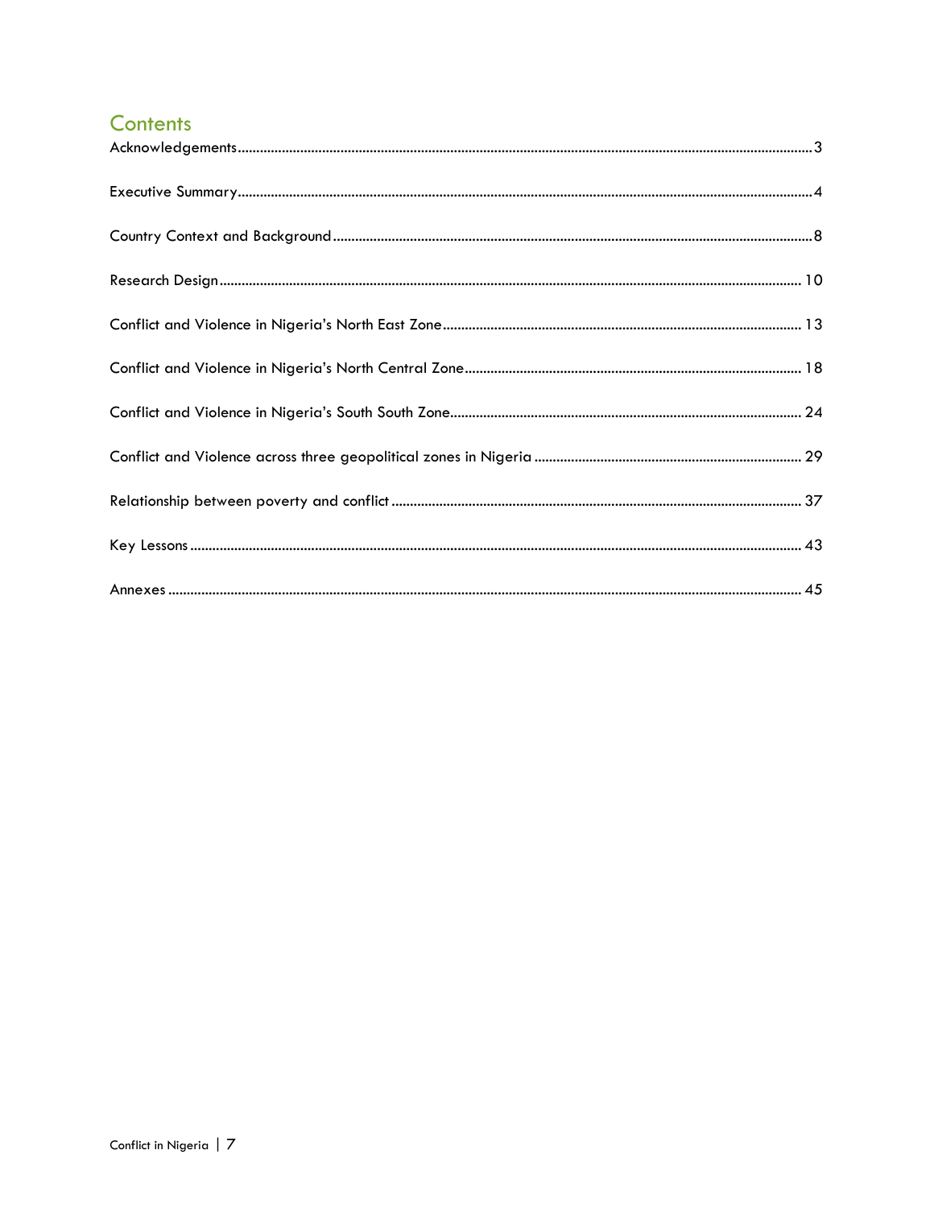# Contents

Acknowledgements ........................................................................................................................................ 3

Executive Summary ........................................................................................................................................ 4

Country Context and Background ................................................................................................................ 8

Research Design ........................................................................................................................................... 10

Conflict and Violence in Nigeria's North East Zone ................................................................................. 13

Conflict and Violence in Nigeria's North Central Zone .......................................................................... 18

Conflict and Violence in Nigeria's South South Zone ............................................................................... 24

Conflict and Violence across three geopolitical zones in Nigeria ........................................................ 29

Relationship between poverty and conflict .............................................................................................. 37

Key Lessons ................................................................................................................................................... 43

Annexes ........................................................................................................................................................ 45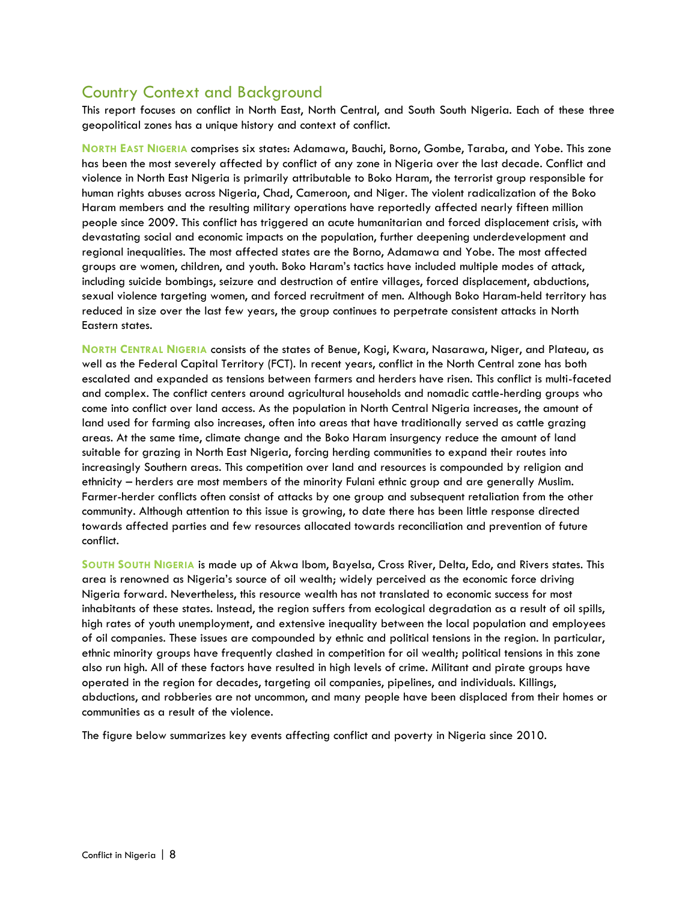## Country Context and Background

This report focuses on conflict in North East, North Central, and South South Nigeria. Each of these three geopolitical zones has a unique history and context of conflict.

**NORTH EAST NIGERIA** comprises six states: Adamawa, Bauchi, Borno, Gombe, Taraba, and Yobe. This zone has been the most severely affected by conflict of any zone in Nigeria over the last decade. Conflict and violence in North East Nigeria is primarily attributable to Boko Haram, the terrorist group responsible for human rights abuses across Nigeria, Chad, Cameroon, and Niger. The violent radicalization of the Boko Haram members and the resulting military operations have reportedly affected nearly fifteen million people since 2009. This conflict has triggered an acute humanitarian and forced displacement crisis, with devastating social and economic impacts on the population, further deepening underdevelopment and regional inequalities. The most affected states are the Borno, Adamawa and Yobe. The most affected groups are women, children, and youth. Boko Haram's tactics have included multiple modes of attack, including suicide bombings, seizure and destruction of entire villages, forced displacement, abductions, sexual violence targeting women, and forced recruitment of men. Although Boko Haram-held territory has reduced in size over the last few years, the group continues to perpetrate consistent attacks in North Eastern states.

**NORTH CENTRAL NIGERIA** consists of the states of Benue, Kogi, Kwara, Nasarawa, Niger, and Plateau, as well as the Federal Capital Territory (FCT). In recent years, conflict in the North Central zone has both escalated and expanded as tensions between farmers and herders have risen. This conflict is multi-faceted and complex. The conflict centers around agricultural households and nomadic cattle-herding groups who come into conflict over land access. As the population in North Central Nigeria increases, the amount of land used for farming also increases, often into areas that have traditionally served as cattle grazing areas. At the same time, climate change and the Boko Haram insurgency reduce the amount of land suitable for grazing in North East Nigeria, forcing herding communities to expand their routes into increasingly Southern areas. This competition over land and resources is compounded by religion and ethnicity – herders are most members of the minority Fulani ethnic group and are generally Muslim. Farmer-herder conflicts often consist of attacks by one group and subsequent retaliation from the other community. Although attention to this issue is growing, to date there has been little response directed towards affected parties and few resources allocated towards reconciliation and prevention of future conflict.

**SOUTH SOUTH NIGERIA** is made up of Akwa Ibom, Bayelsa, Cross River, Delta, Edo, and Rivers states. This area is renowned as Nigeria's source of oil wealth; widely perceived as the economic force driving Nigeria forward. Nevertheless, this resource wealth has not translated to economic success for most inhabitants of these states. Instead, the region suffers from ecological degradation as a result of oil spills, high rates of youth unemployment, and extensive inequality between the local population and employees of oil companies. These issues are compounded by ethnic and political tensions in the region. In particular, ethnic minority groups have frequently clashed in competition for oil wealth; political tensions in this zone also run high. All of these factors have resulted in high levels of crime. Militant and pirate groups have operated in the region for decades, targeting oil companies, pipelines, and individuals. Killings, abductions, and robberies are not uncommon, and many people have been displaced from their homes or communities as a result of the violence.

The figure below summarizes key events affecting conflict and poverty in Nigeria since 2010.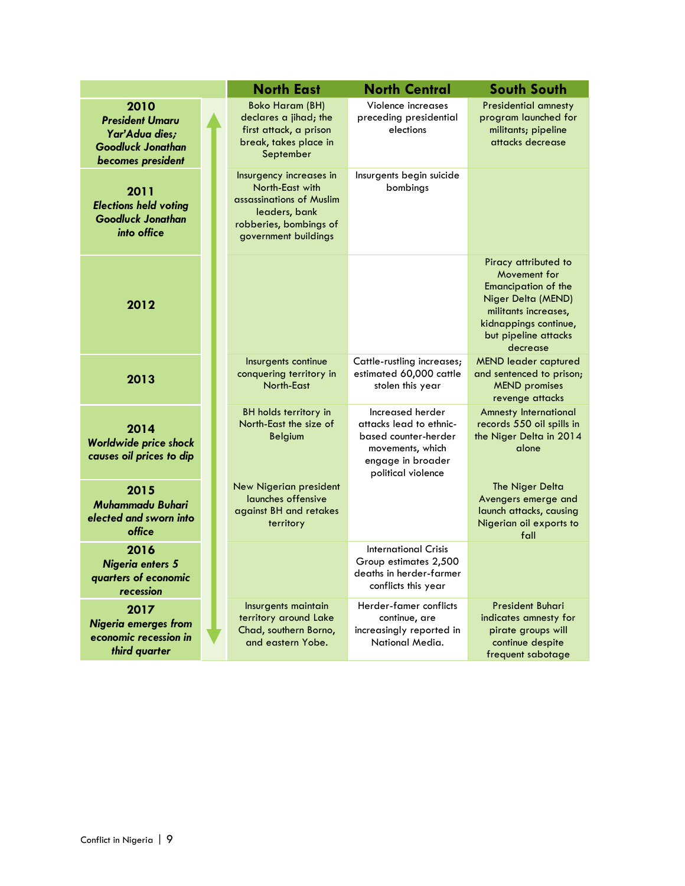| | North East | North Central | South South |
|---|---|---|---|
| **2010** ***President Umaru Yar'Adua dies; Goodluck Jonathan becomes president*** | Boko Haram (BH) declares a jihad; the first attack, a prison break, takes place in September | Violence increases preceding presidential elections | Presidential amnesty program launched for militants; pipeline attacks decrease |
| **2011** ***Elections held voting Goodluck Jonathan into office*** | Insurgency increases in North-East with assassinations of Muslim leaders, bank robberies, bombings of government buildings | Insurgents begin suicide bombings | |
| **2012** | | | Piracy attributed to Movement for Emancipation of the Niger Delta (MEND) militants increases, kidnappings continue, but pipeline attacks decrease |
| **2013** | Insurgents continue conquering territory in North-East | Cattle-rustling increases; estimated 60,000 cattle stolen this year | MEND leader captured and sentenced to prison; MEND promises revenge attacks |
| **2014** ***Worldwide price shock causes oil prices to dip*** | BH holds territory in North-East the size of Belgium | Increased herder attacks lead to ethnic-based counter-herder movements, which engage in broader political violence | Amnesty International records 550 oil spills in the Niger Delta in 2014 alone |
| **2015** ***Muhammadu Buhari elected and sworn into office*** | New Nigerian president launches offensive against BH and retakes territory | | The Niger Delta Avengers emerge and launch attacks, causing Nigerian oil exports to fall |
| **2016** ***Nigeria enters 5 quarters of economic recession*** | | International Crisis Group estimates 2,500 deaths in herder-farmer conflicts this year | |
| **2017** ***Nigeria emerges from economic recession in third quarter*** | Insurgents maintain territory around Lake Chad, southern Borno, and eastern Yobe. | Herder-famer conflicts continue, are increasingly reported in National Media. | President Buhari indicates amnesty for pirate groups will continue despite frequent sabotage |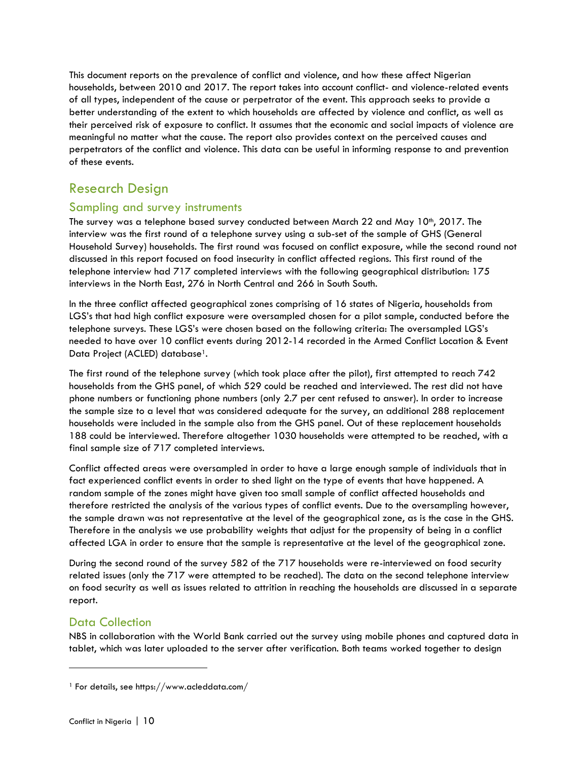This document reports on the prevalence of conflict and violence, and how these affect Nigerian households, between 2010 and 2017. The report takes into account conflict- and violence-related events of all types, independent of the cause or perpetrator of the event. This approach seeks to provide a better understanding of the extent to which households are affected by violence and conflict, as well as their perceived risk of exposure to conflict. It assumes that the economic and social impacts of violence are meaningful no matter what the cause. The report also provides context on the perceived causes and perpetrators of the conflict and violence. This data can be useful in informing response to and prevention of these events.

## Research Design

### Sampling and survey instruments

The survey was a telephone based survey conducted between March 22 and May 10th, 2017. The interview was the first round of a telephone survey using a sub-set of the sample of GHS (General Household Survey) households. The first round was focused on conflict exposure, while the second round not discussed in this report focused on food insecurity in conflict affected regions. This first round of the telephone interview had 717 completed interviews with the following geographical distribution: 175 interviews in the North East, 276 in North Central and 266 in South South.

In the three conflict affected geographical zones comprising of 16 states of Nigeria, households from LGS's that had high conflict exposure were oversampled chosen for a pilot sample, conducted before the telephone surveys. These LGS's were chosen based on the following criteria: The oversampled LGS's needed to have over 10 conflict events during 2012-14 recorded in the Armed Conflict Location & Event Data Project (ACLED) database[1].

The first round of the telephone survey (which took place after the pilot), first attempted to reach 742 households from the GHS panel, of which 529 could be reached and interviewed. The rest did not have phone numbers or functioning phone numbers (only 2.7 per cent refused to answer). In order to increase the sample size to a level that was considered adequate for the survey, an additional 288 replacement households were included in the sample also from the GHS panel. Out of these replacement households 188 could be interviewed. Therefore altogether 1030 households were attempted to be reached, with a final sample size of 717 completed interviews.

Conflict affected areas were oversampled in order to have a large enough sample of individuals that in fact experienced conflict events in order to shed light on the type of events that have happened. A random sample of the zones might have given too small sample of conflict affected households and therefore restricted the analysis of the various types of conflict events. Due to the oversampling however, the sample drawn was not representative at the level of the geographical zone, as is the case in the GHS. Therefore in the analysis we use probability weights that adjust for the propensity of being in a conflict affected LGA in order to ensure that the sample is representative at the level of the geographical zone.

During the second round of the survey 582 of the 717 households were re-interviewed on food security related issues (only the 717 were attempted to be reached). The data on the second telephone interview on food security as well as issues related to attrition in reaching the households are discussed in a separate report.

### Data Collection

NBS in collaboration with the World Bank carried out the survey using mobile phones and captured data in tablet, which was later uploaded to the server after verification. Both teams worked together to design

[1] For details, see https://www.acleddata.com/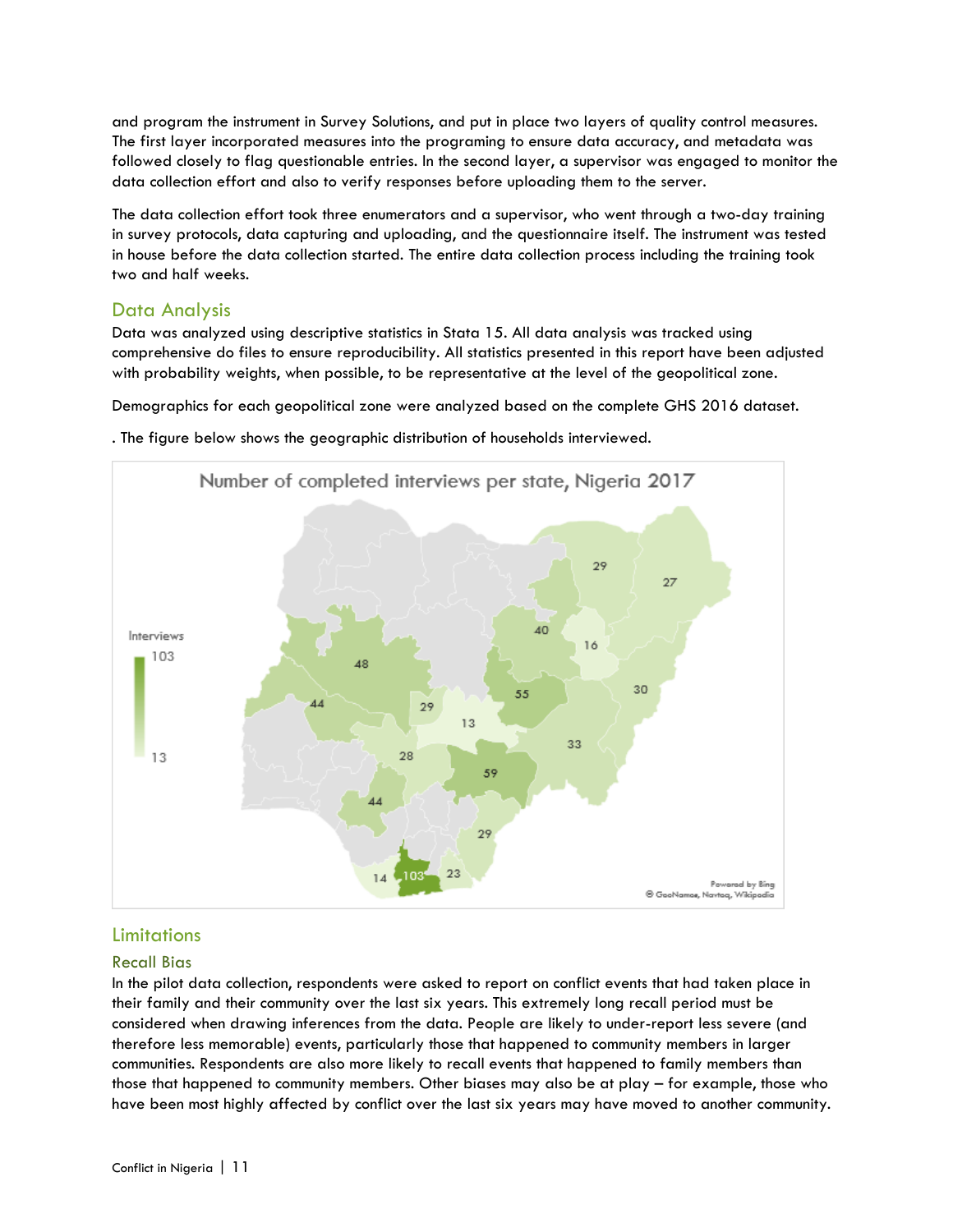and program the instrument in Survey Solutions, and put in place two layers of quality control measures. The first layer incorporated measures into the programing to ensure data accuracy, and metadata was followed closely to flag questionable entries. In the second layer, a supervisor was engaged to monitor the data collection effort and also to verify responses before uploading them to the server.

The data collection effort took three enumerators and a supervisor, who went through a two-day training in survey protocols, data capturing and uploading, and the questionnaire itself. The instrument was tested in house before the data collection started. The entire data collection process including the training took two and half weeks.

## Data Analysis

Data was analyzed using descriptive statistics in Stata 15. All data analysis was tracked using comprehensive do files to ensure reproducibility. All statistics presented in this report have been adjusted with probability weights, when possible, to be representative at the level of the geopolitical zone.

Demographics for each geopolitical zone were analyzed based on the complete GHS 2016 dataset.

. The figure below shows the geographic distribution of households interviewed.

Number of completed interviews per state, Nigeria 2017

Interviews
103
13

29
27
40
16
48
30
55
44
29
13
33
28
59
44
29
14
103
23

Powered by Bing
© GeoNames, Navteq, Wikipedia

## Limitations

### Recall Bias

In the pilot data collection, respondents were asked to report on conflict events that had taken place in their family and their community over the last six years. This extremely long recall period must be considered when drawing inferences from the data. People are likely to under-report less severe (and therefore less memorable) events, particularly those that happened to community members in larger communities. Respondents are also more likely to recall events that happened to family members than those that happened to community members. Other biases may also be at play – for example, those who have been most highly affected by conflict over the last six years may have moved to another community.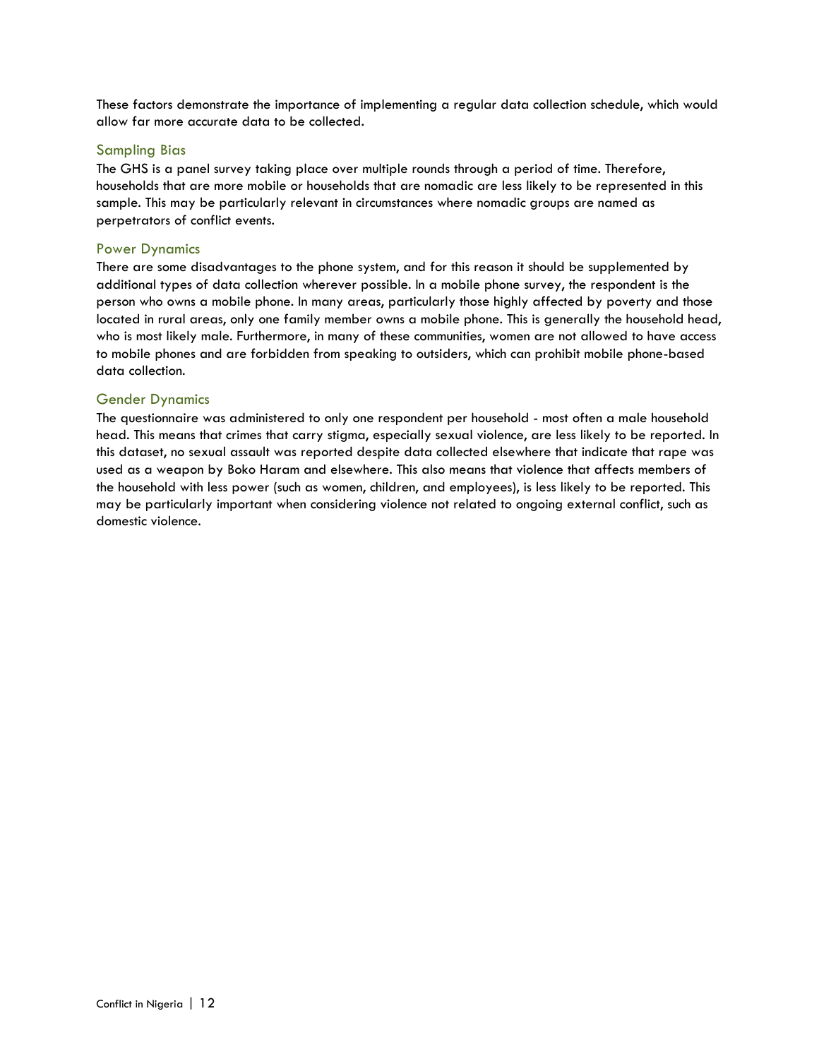These factors demonstrate the importance of implementing a regular data collection schedule, which would allow far more accurate data to be collected.

### Sampling Bias

The GHS is a panel survey taking place over multiple rounds through a period of time. Therefore, households that are more mobile or households that are nomadic are less likely to be represented in this sample. This may be particularly relevant in circumstances where nomadic groups are named as perpetrators of conflict events.

### Power Dynamics

There are some disadvantages to the phone system, and for this reason it should be supplemented by additional types of data collection wherever possible. In a mobile phone survey, the respondent is the person who owns a mobile phone. In many areas, particularly those highly affected by poverty and those located in rural areas, only one family member owns a mobile phone. This is generally the household head, who is most likely male. Furthermore, in many of these communities, women are not allowed to have access to mobile phones and are forbidden from speaking to outsiders, which can prohibit mobile phone-based data collection.

### Gender Dynamics

The questionnaire was administered to only one respondent per household - most often a male household head. This means that crimes that carry stigma, especially sexual violence, are less likely to be reported. In this dataset, no sexual assault was reported despite data collected elsewhere that indicate that rape was used as a weapon by Boko Haram and elsewhere. This also means that violence that affects members of the household with less power (such as women, children, and employees), is less likely to be reported. This may be particularly important when considering violence not related to ongoing external conflict, such as domestic violence.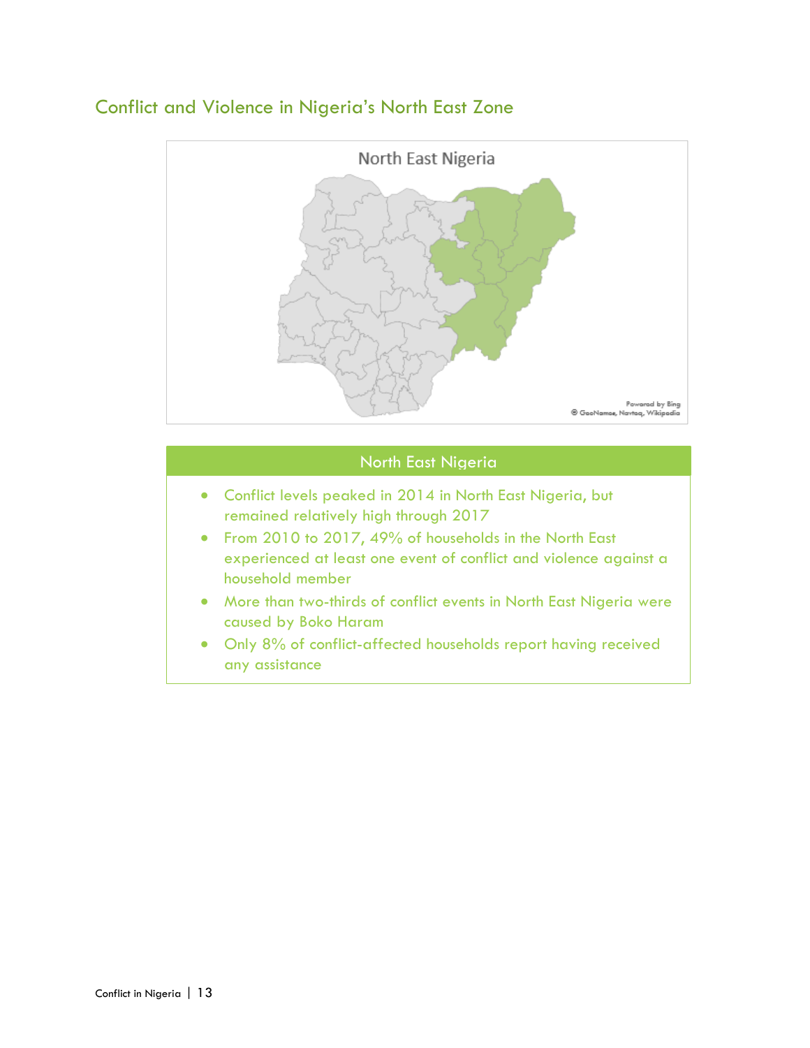## Conflict and Violence in Nigeria's North East Zone

North East Nigeria

Powered by Bing
© GeoNames, Navteq, Wikipedia

### North East Nigeria

- Conflict levels peaked in 2014 in North East Nigeria, but remained relatively high through 2017
- From 2010 to 2017, 49% of households in the North East experienced at least one event of conflict and violence against a household member
- More than two-thirds of conflict events in North East Nigeria were caused by Boko Haram
- Only 8% of conflict-affected households report having received any assistance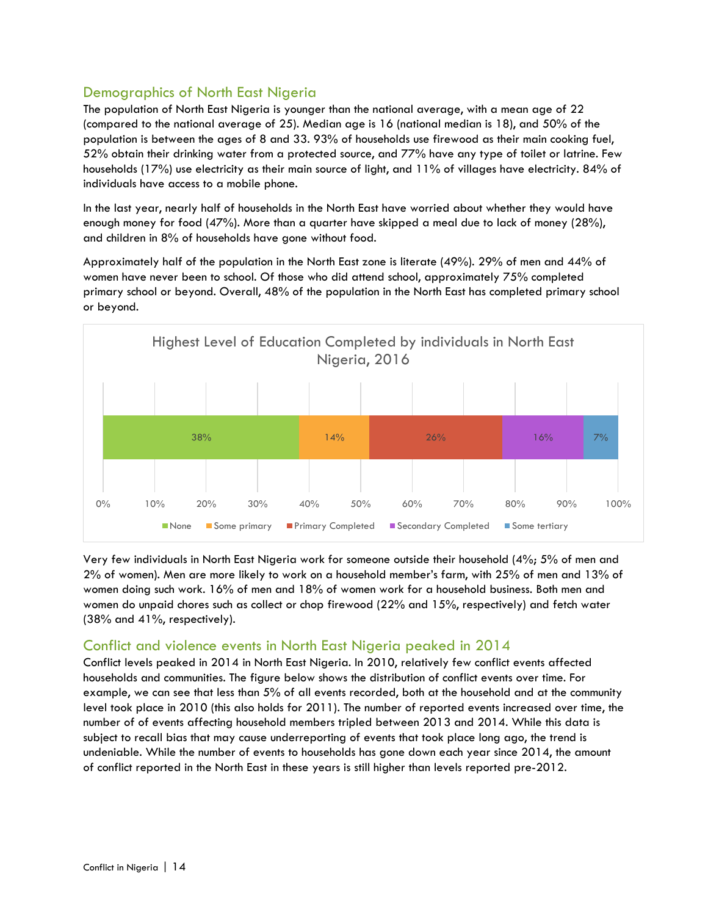## Demographics of North East Nigeria

The population of North East Nigeria is younger than the national average, with a mean age of 22 (compared to the national average of 25). Median age is 16 (national median is 18), and 50% of the population is between the ages of 8 and 33. 93% of households use firewood as their main cooking fuel, 52% obtain their drinking water from a protected source, and 77% have any type of toilet or latrine. Few households (17%) use electricity as their main source of light, and 11% of villages have electricity. 84% of individuals have access to a mobile phone.

In the last year, nearly half of households in the North East have worried about whether they would have enough money for food (47%). More than a quarter have skipped a meal due to lack of money (28%), and children in 8% of households have gone without food.

Approximately half of the population in the North East zone is literate (49%). 29% of men and 44% of women have never been to school. Of those who did attend school, approximately 75% completed primary school or beyond. Overall, 48% of the population in the North East has completed primary school or beyond.

Highest Level of Education Completed by individuals in North East Nigeria, 2016

38%
14%
26%
16%
7%

0% 10% 20% 30% 40% 50% 60% 70% 80% 90% 100%

None, Some primary, Primary Completed, Secondary Completed, Some tertiary

Very few individuals in North East Nigeria work for someone outside their household (4%; 5% of men and 2% of women). Men are more likely to work on a household member's farm, with 25% of men and 13% of women doing such work. 16% of men and 18% of women work for a household business. Both men and women do unpaid chores such as collect or chop firewood (22% and 15%, respectively) and fetch water (38% and 41%, respectively).

## Conflict and violence events in North East Nigeria peaked in 2014

Conflict levels peaked in 2014 in North East Nigeria. In 2010, relatively few conflict events affected households and communities. The figure below shows the distribution of conflict events over time. For example, we can see that less than 5% of all events recorded, both at the household and at the community level took place in 2010 (this also holds for 2011). The number of reported events increased over time, the number of of events affecting household members tripled between 2013 and 2014. While this data is subject to recall bias that may cause underreporting of events that took place long ago, the trend is undeniable. While the number of events to households has gone down each year since 2014, the amount of conflict reported in the North East in these years is still higher than levels reported pre-2012.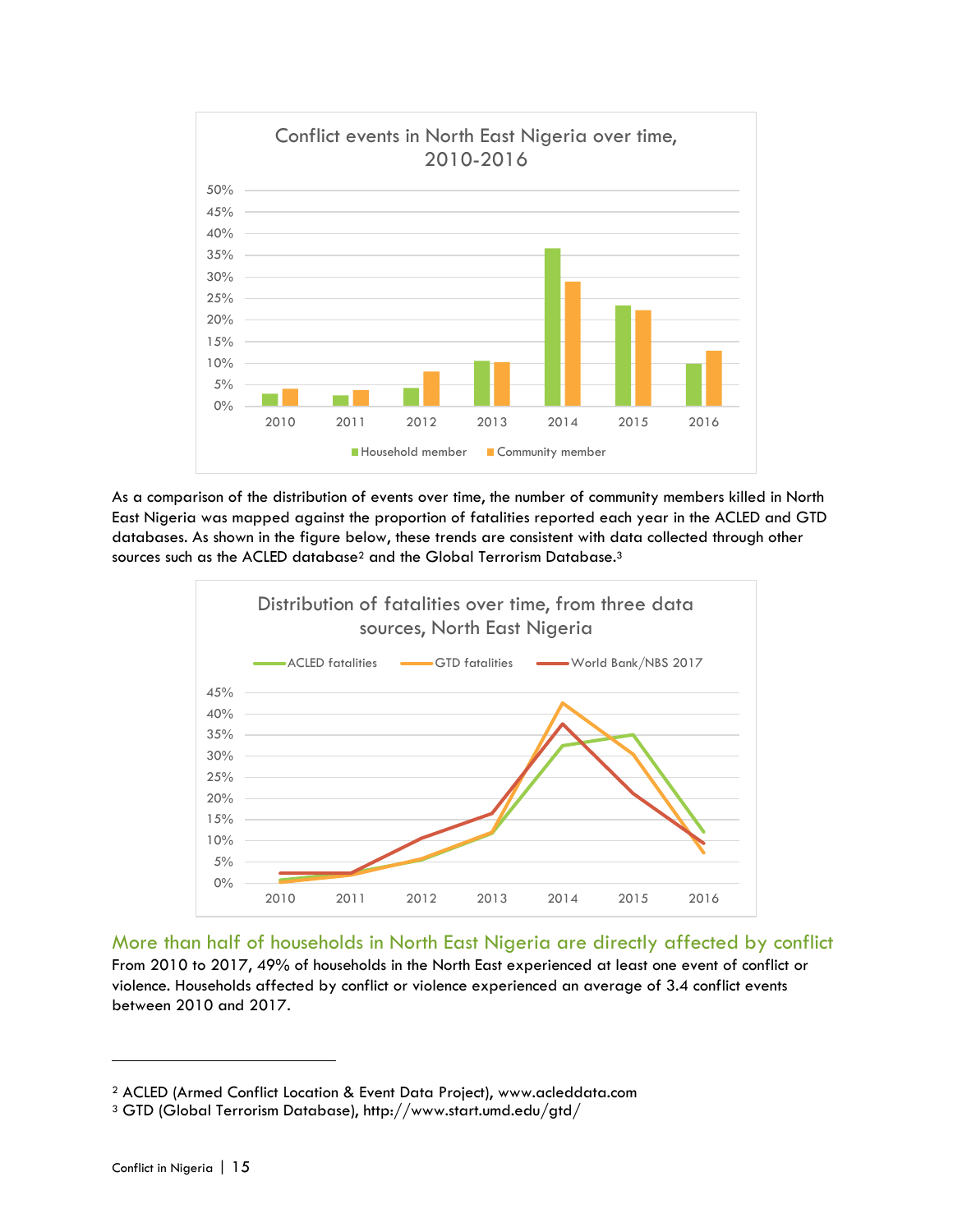Conflict events in North East Nigeria over time, 2010-2016

50%
45%
40%
35%
30%
25%
20%
15%
10%
5%
0%

2010 2011 2012 2013 2014 2015 2016

Household member
Community member

As a comparison of the distribution of events over time, the number of community members killed in North East Nigeria was mapped against the proportion of fatalities reported each year in the ACLED and GTD databases. As shown in the figure below, these trends are consistent with data collected through other sources such as the ACLED database[2] and the Global Terrorism Database.[3]

Distribution of fatalities over time, from three data sources, North East Nigeria

ACLED fatalities
GTD fatalities
World Bank/NBS 2017

45%
40%
35%
30%
25%
20%
15%
10%
5%
0%

2010 2011 2012 2013 2014 2015 2016

## More than half of households in North East Nigeria are directly affected by conflict

From 2010 to 2017, 49% of households in the North East experienced at least one event of conflict or violence. Households affected by conflict or violence experienced an average of 3.4 conflict events between 2010 and 2017.

---

[2] ACLED (Armed Conflict Location & Event Data Project), www.acleddata.com

[3] GTD (Global Terrorism Database), http://www.start.umd.edu/gtd/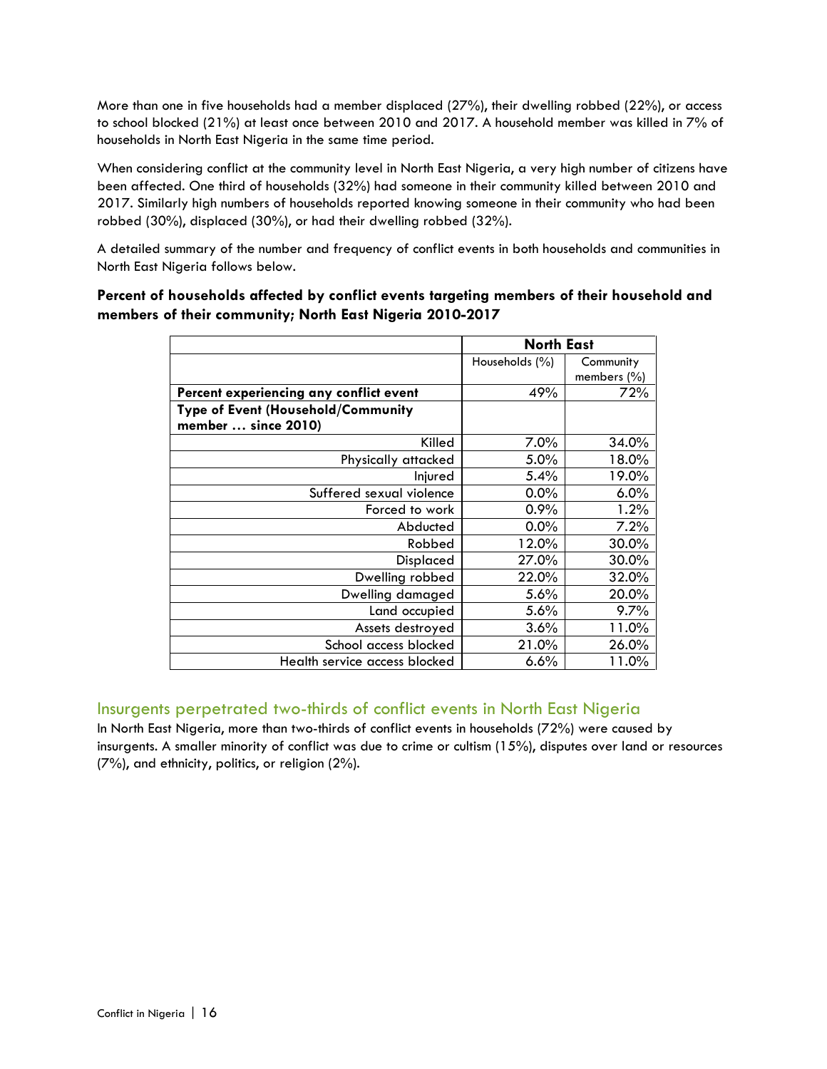More than one in five households had a member displaced (27%), their dwelling robbed (22%), or access to school blocked (21%) at least once between 2010 and 2017. A household member was killed in 7% of households in North East Nigeria in the same time period.

When considering conflict at the community level in North East Nigeria, a very high number of citizens have been affected. One third of households (32%) had someone in their community killed between 2010 and 2017. Similarly high numbers of households reported knowing someone in their community who had been robbed (30%), displaced (30%), or had their dwelling robbed (32%).

A detailed summary of the number and frequency of conflict events in both households and communities in North East Nigeria follows below.

**Percent of households affected by conflict events targeting members of their household and members of their community; North East Nigeria 2010-2017**

| | **North East** | |
|---|---|---|
| | Households (%) | Community members (%) |
| **Percent experiencing any conflict event** | 49% | 72% |
| **Type of Event (Household/Community member … since 2010)** | | |
| Killed | 7.0% | 34.0% |
| Physically attacked | 5.0% | 18.0% |
| Injured | 5.4% | 19.0% |
| Suffered sexual violence | 0.0% | 6.0% |
| Forced to work | 0.9% | 1.2% |
| Abducted | 0.0% | 7.2% |
| Robbed | 12.0% | 30.0% |
| Displaced | 27.0% | 30.0% |
| Dwelling robbed | 22.0% | 32.0% |
| Dwelling damaged | 5.6% | 20.0% |
| Land occupied | 5.6% | 9.7% |
| Assets destroyed | 3.6% | 11.0% |
| School access blocked | 21.0% | 26.0% |
| Health service access blocked | 6.6% | 11.0% |

## Insurgents perpetrated two-thirds of conflict events in North East Nigeria

In North East Nigeria, more than two-thirds of conflict events in households (72%) were caused by insurgents. A smaller minority of conflict was due to crime or cultism (15%), disputes over land or resources (7%), and ethnicity, politics, or religion (2%).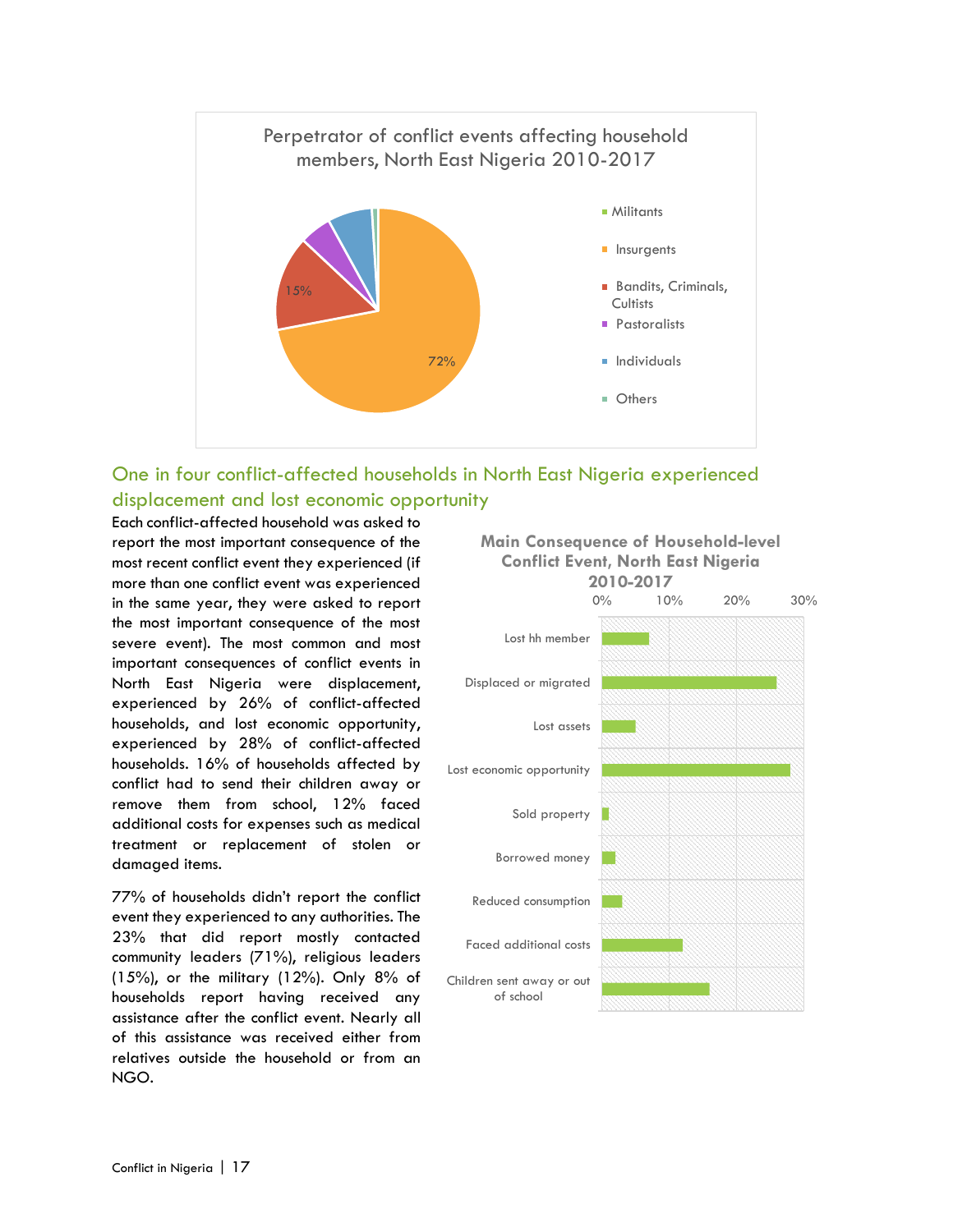Perpetrator of conflict events affecting household members, North East Nigeria 2010-2017

15%

72%

Militants

Insurgents

Bandits, Criminals, Cultists

Pastoralists

Individuals

Others

## One in four conflict-affected households in North East Nigeria experienced displacement and lost economic opportunity

Each conflict-affected household was asked to report the most important consequence of the most recent conflict event they experienced (if more than one conflict event was experienced in the same year, they were asked to report the most important consequence of the most severe event). The most common and most important consequences of conflict events in North East Nigeria were displacement, experienced by 26% of conflict-affected households, and lost economic opportunity, experienced by 28% of conflict-affected households. 16% of households affected by conflict had to send their children away or remove them from school, 12% faced additional costs for expenses such as medical treatment or replacement of stolen or damaged items.

77% of households didn't report the conflict event they experienced to any authorities. The 23% that did report mostly contacted community leaders (71%), religious leaders (15%), or the military (12%). Only 8% of households report having received any assistance after the conflict event. Nearly all of this assistance was received either from relatives outside the household or from an NGO.

**Main Consequence of Household-level Conflict Event, North East Nigeria 2010-2017**

0%
10%
20%
30%

Lost hh member

Displaced or migrated

Lost assets

Lost economic opportunity

Sold property

Borrowed money

Reduced consumption

Faced additional costs

Children sent away or out of school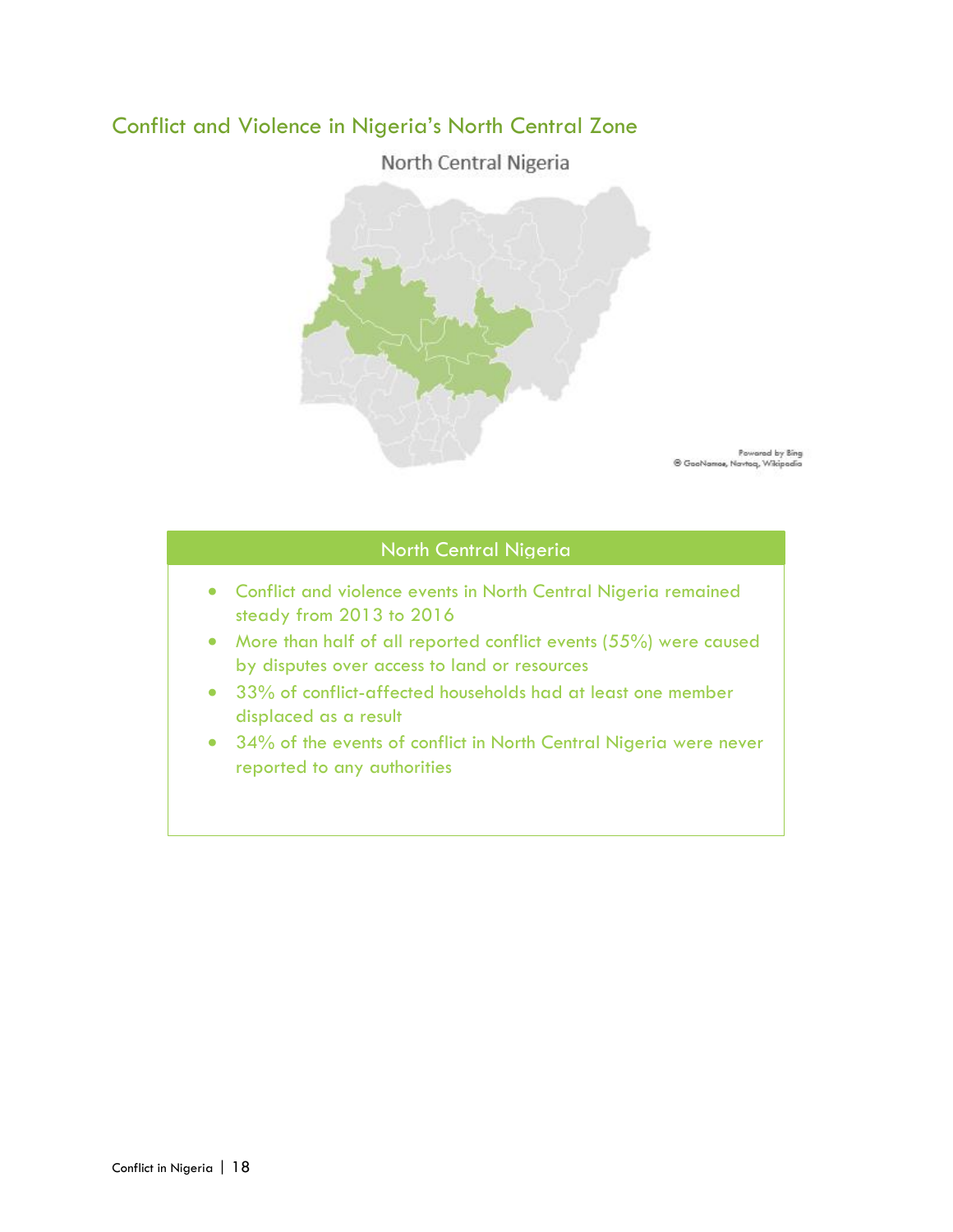## Conflict and Violence in Nigeria's North Central Zone

North Central Nigeria

Powered by Bing
© GeoNames, Navteq, Wikipedia

### North Central Nigeria

- Conflict and violence events in North Central Nigeria remained steady from 2013 to 2016
- More than half of all reported conflict events (55%) were caused by disputes over access to land or resources
- 33% of conflict-affected households had at least one member displaced as a result
- 34% of the events of conflict in North Central Nigeria were never reported to any authorities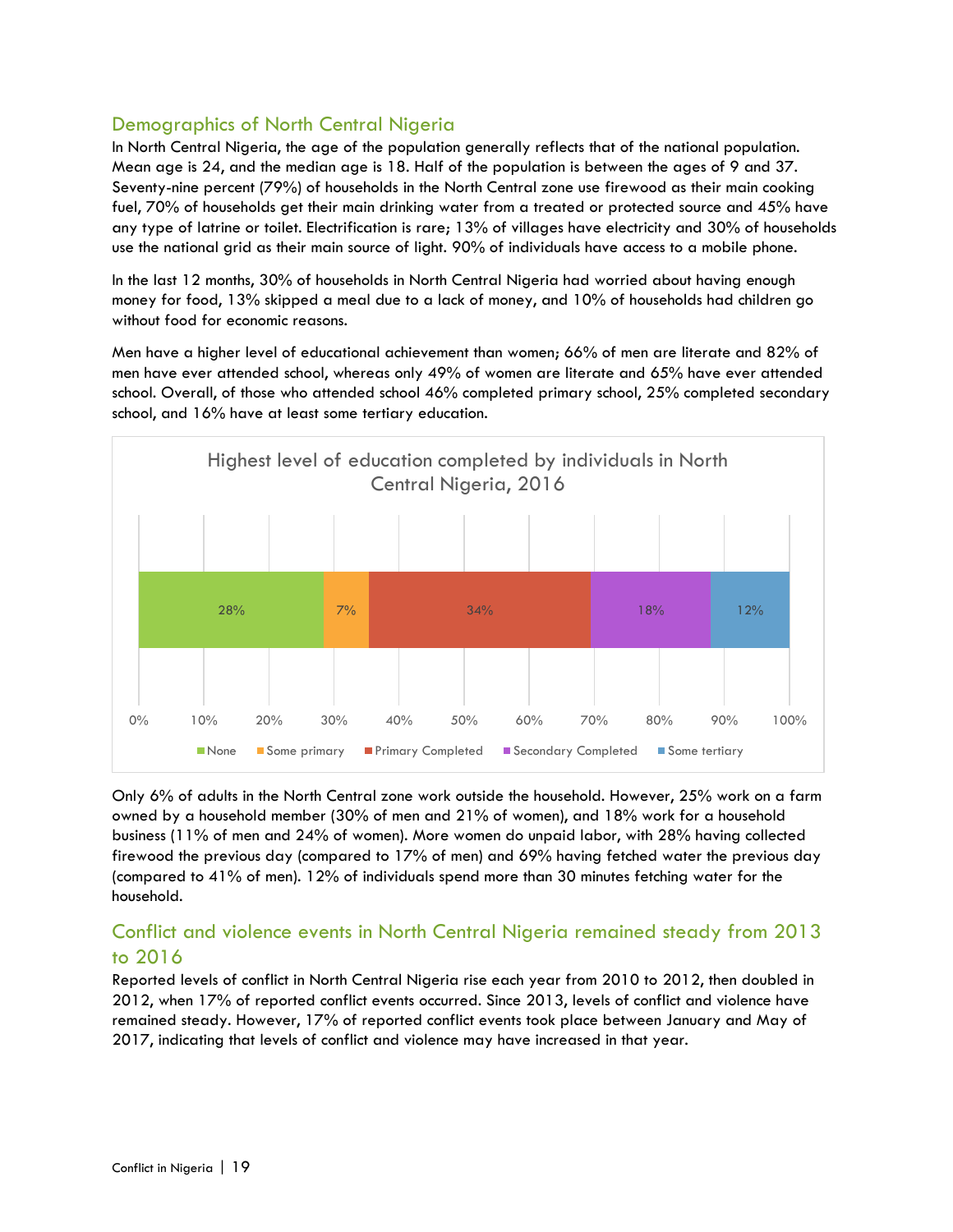## Demographics of North Central Nigeria

In North Central Nigeria, the age of the population generally reflects that of the national population. Mean age is 24, and the median age is 18. Half of the population is between the ages of 9 and 37. Seventy-nine percent (79%) of households in the North Central zone use firewood as their main cooking fuel, 70% of households get their main drinking water from a treated or protected source and 45% have any type of latrine or toilet. Electrification is rare; 13% of villages have electricity and 30% of households use the national grid as their main source of light. 90% of individuals have access to a mobile phone.

In the last 12 months, 30% of households in North Central Nigeria had worried about having enough money for food, 13% skipped a meal due to a lack of money, and 10% of households had children go without food for economic reasons.

Men have a higher level of educational achievement than women; 66% of men are literate and 82% of men have ever attended school, whereas only 49% of women are literate and 65% have ever attended school. Overall, of those who attended school 46% completed primary school, 25% completed secondary school, and 16% have at least some tertiary education.

Highest level of education completed by individuals in North Central Nigeria, 2016

28%
7%
34%
18%
12%

0% 10% 20% 30% 40% 50% 60% 70% 80% 90% 100%

None, Some primary, Primary Completed, Secondary Completed, Some tertiary

Only 6% of adults in the North Central zone work outside the household. However, 25% work on a farm owned by a household member (30% of men and 21% of women), and 18% work for a household business (11% of men and 24% of women). More women do unpaid labor, with 28% having collected firewood the previous day (compared to 17% of men) and 69% having fetched water the previous day (compared to 41% of men). 12% of individuals spend more than 30 minutes fetching water for the household.

## Conflict and violence events in North Central Nigeria remained steady from 2013 to 2016

Reported levels of conflict in North Central Nigeria rise each year from 2010 to 2012, then doubled in 2012, when 17% of reported conflict events occurred. Since 2013, levels of conflict and violence have remained steady. However, 17% of reported conflict events took place between January and May of 2017, indicating that levels of conflict and violence may have increased in that year.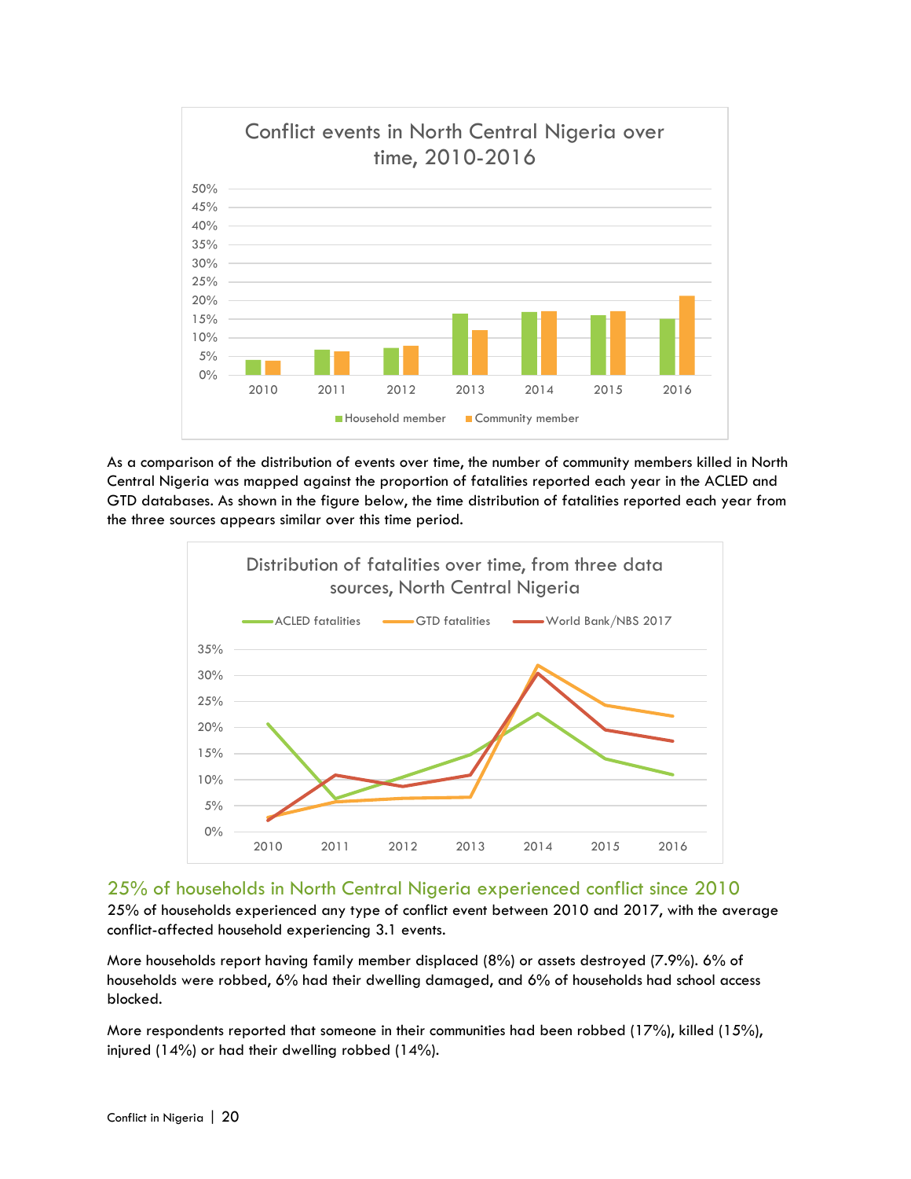Conflict events in North Central Nigeria over time, 2010-2016

50%
45%
40%
35%
30%
25%
20%
15%
10%
5%
0%

2010 2011 2012 2013 2014 2015 2016

Household member
Community member

As a comparison of the distribution of events over time, the number of community members killed in North Central Nigeria was mapped against the proportion of fatalities reported each year in the ACLED and GTD databases. As shown in the figure below, the time distribution of fatalities reported each year from the three sources appears similar over this time period.

Distribution of fatalities over time, from three data sources, North Central Nigeria

ACLED fatalities
GTD fatalities
World Bank/NBS 2017

35%
30%
25%
20%
15%
10%
5%
0%

2010 2011 2012 2013 2014 2015 2016

## 25% of households in North Central Nigeria experienced conflict since 2010

25% of households experienced any type of conflict event between 2010 and 2017, with the average conflict-affected household experiencing 3.1 events.

More households report having family member displaced (8%) or assets destroyed (7.9%). 6% of households were robbed, 6% had their dwelling damaged, and 6% of households had school access blocked.

More respondents reported that someone in their communities had been robbed (17%), killed (15%), injured (14%) or had their dwelling robbed (14%).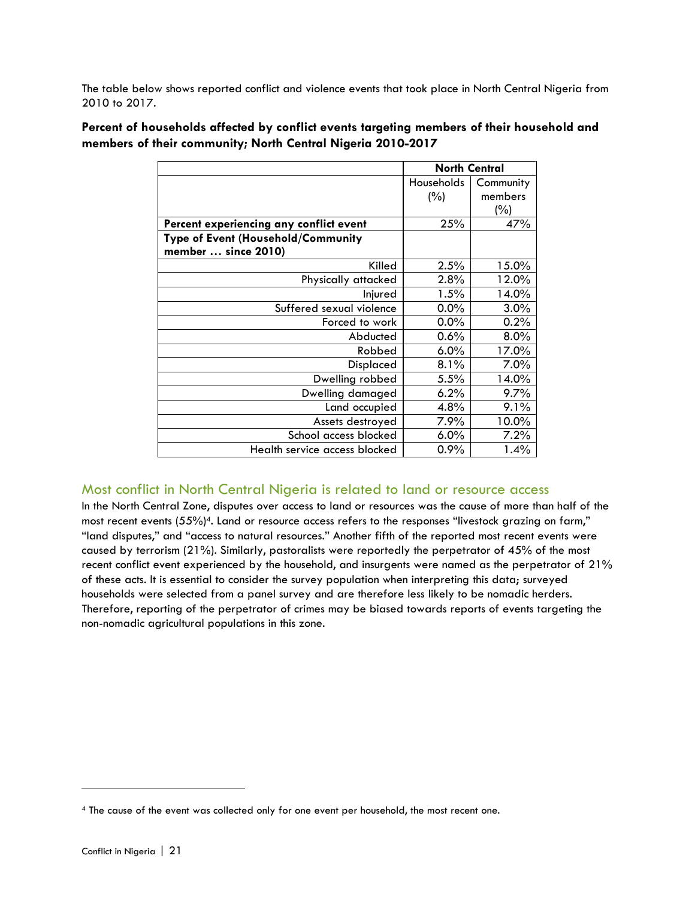The table below shows reported conflict and violence events that took place in North Central Nigeria from 2010 to 2017.

**Percent of households affected by conflict events targeting members of their household and members of their community; North Central Nigeria 2010-2017**

| | North Central | |
|---|---|---|
| | Households (%) | Community members (%) |
| **Percent experiencing any conflict event** | 25% | 47% |
| **Type of Event (Household/Community member … since 2010)** | | |
| Killed | 2.5% | 15.0% |
| Physically attacked | 2.8% | 12.0% |
| Injured | 1.5% | 14.0% |
| Suffered sexual violence | 0.0% | 3.0% |
| Forced to work | 0.0% | 0.2% |
| Abducted | 0.6% | 8.0% |
| Robbed | 6.0% | 17.0% |
| Displaced | 8.1% | 7.0% |
| Dwelling robbed | 5.5% | 14.0% |
| Dwelling damaged | 6.2% | 9.7% |
| Land occupied | 4.8% | 9.1% |
| Assets destroyed | 7.9% | 10.0% |
| School access blocked | 6.0% | 7.2% |
| Health service access blocked | 0.9% | 1.4% |

## Most conflict in North Central Nigeria is related to land or resource access

In the North Central Zone, disputes over access to land or resources was the cause of more than half of the most recent events (55%)[4]. Land or resource access refers to the responses "livestock grazing on farm," "land disputes," and "access to natural resources." Another fifth of the reported most recent events were caused by terrorism (21%). Similarly, pastoralists were reportedly the perpetrator of 45% of the most recent conflict event experienced by the household, and insurgents were named as the perpetrator of 21% of these acts. It is essential to consider the survey population when interpreting this data; surveyed households were selected from a panel survey and are therefore less likely to be nomadic herders. Therefore, reporting of the perpetrator of crimes may be biased towards reports of events targeting the non-nomadic agricultural populations in this zone.

[4] The cause of the event was collected only for one event per household, the most recent one.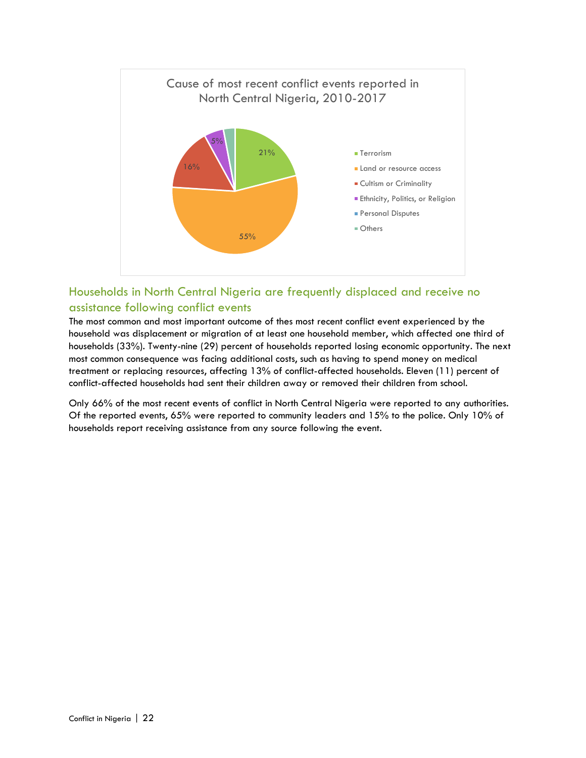Cause of most recent conflict events reported in North Central Nigeria, 2010-2017

21%

55%

16%

5%

- Terrorism
- Land or resource access
- Cultism or Criminality
- Ethnicity, Politics, or Religion
- Personal Disputes
- Others

## Households in North Central Nigeria are frequently displaced and receive no assistance following conflict events

The most common and most important outcome of thes most recent conflict event experienced by the household was displacement or migration of at least one household member, which affected one third of households (33%). Twenty-nine (29) percent of households reported losing economic opportunity. The next most common consequence was facing additional costs, such as having to spend money on medical treatment or replacing resources, affecting 13% of conflict-affected households. Eleven (11) percent of conflict-affected households had sent their children away or removed their children from school.

Only 66% of the most recent events of conflict in North Central Nigeria were reported to any authorities. Of the reported events, 65% were reported to community leaders and 15% to the police. Only 10% of households report receiving assistance from any source following the event.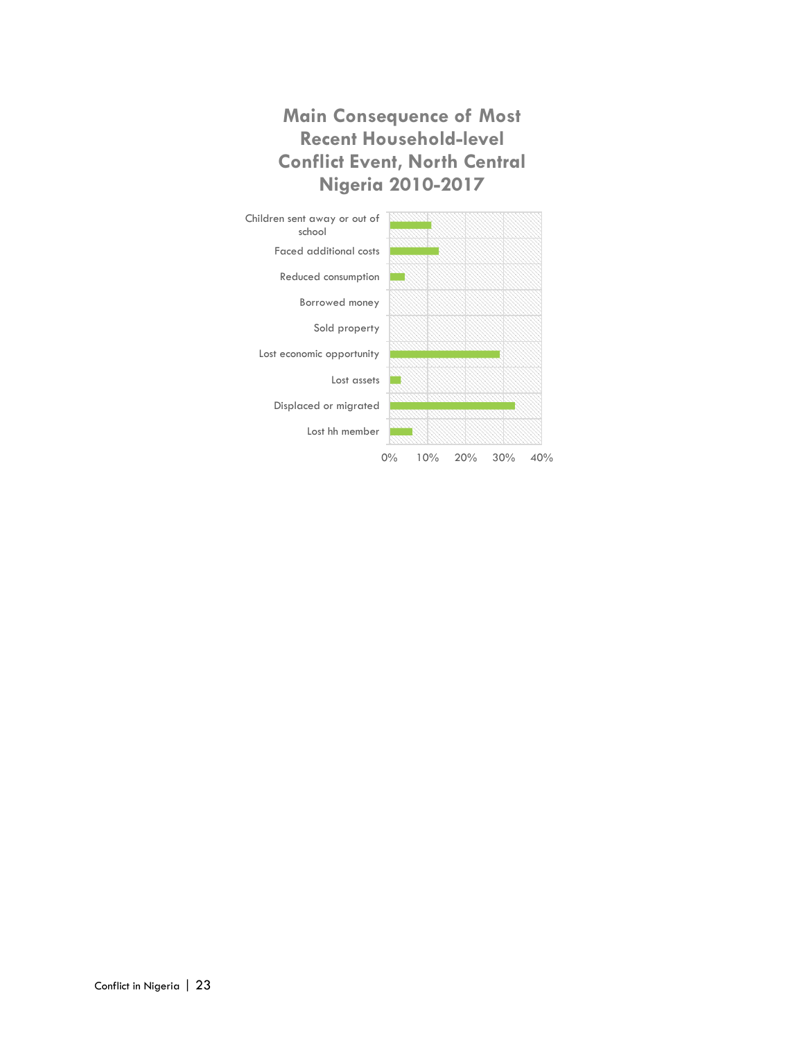**Main Consequence of Most Recent Household-level Conflict Event, North Central Nigeria 2010-2017**

Children sent away or out of school

Faced additional costs

Reduced consumption

Borrowed money

Sold property

Lost economic opportunity

Lost assets

Displaced or migrated

Lost hh member

0%
10%
20%
30%
40%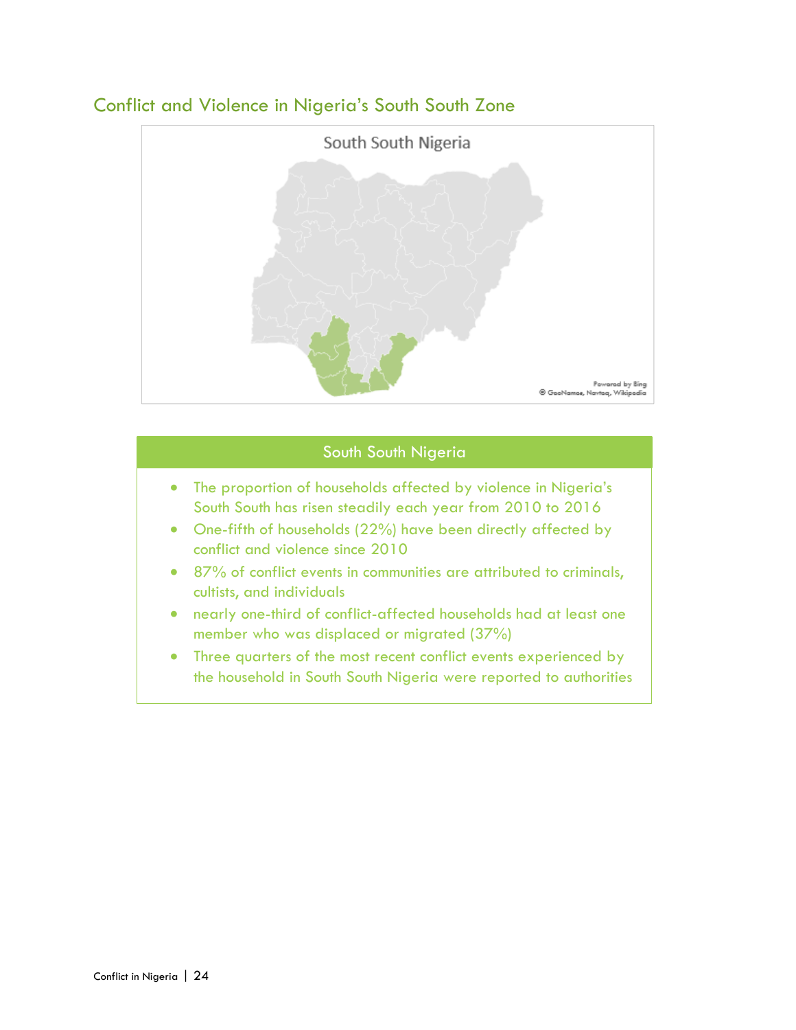## Conflict and Violence in Nigeria's South South Zone

South South Nigeria

Powered by Bing
© GeoNames, Navteq, Wikipedia

### South South Nigeria

- The proportion of households affected by violence in Nigeria's South South has risen steadily each year from 2010 to 2016
- One-fifth of households (22%) have been directly affected by conflict and violence since 2010
- 87% of conflict events in communities are attributed to criminals, cultists, and individuals
- nearly one-third of conflict-affected households had at least one member who was displaced or migrated (37%)
- Three quarters of the most recent conflict events experienced by the household in South South Nigeria were reported to authorities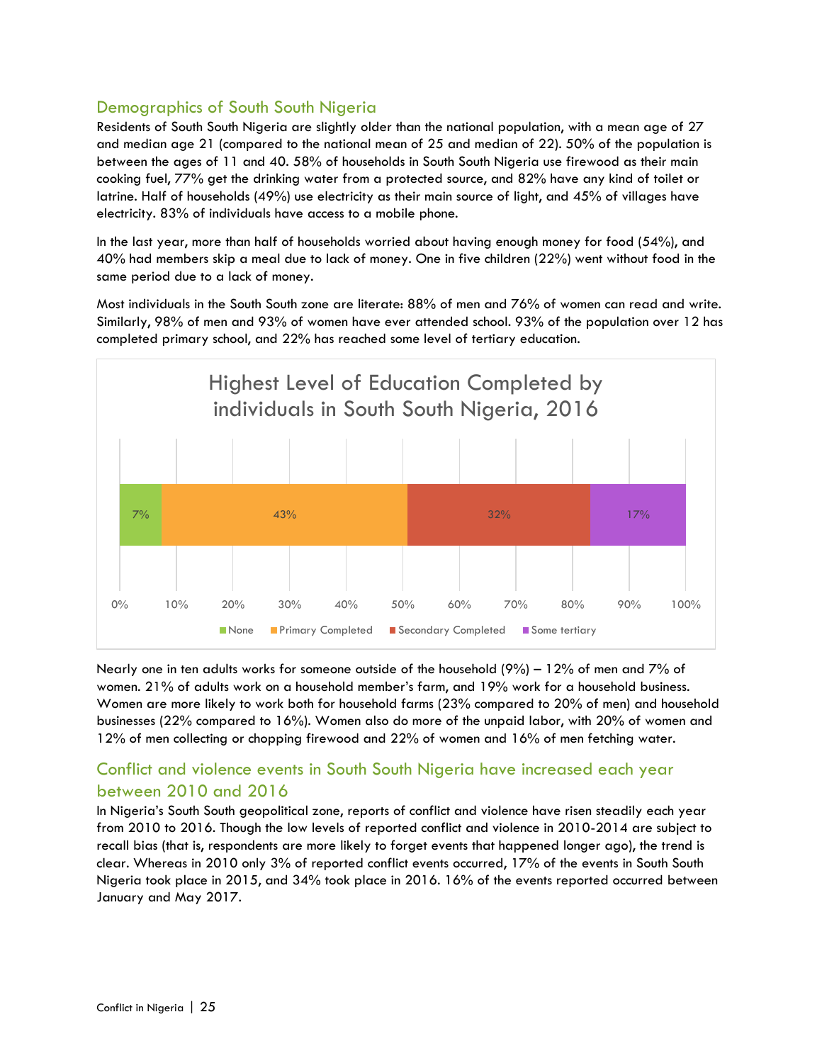## Demographics of South South Nigeria

Residents of South South Nigeria are slightly older than the national population, with a mean age of 27 and median age 21 (compared to the national mean of 25 and median of 22). 50% of the population is between the ages of 11 and 40. 58% of households in South South Nigeria use firewood as their main cooking fuel, 77% get the drinking water from a protected source, and 82% have any kind of toilet or latrine. Half of households (49%) use electricity as their main source of light, and 45% of villages have electricity. 83% of individuals have access to a mobile phone.

In the last year, more than half of households worried about having enough money for food (54%), and 40% had members skip a meal due to lack of money. One in five children (22%) went without food in the same period due to a lack of money.

Most individuals in the South South zone are literate: 88% of men and 76% of women can read and write. Similarly, 98% of men and 93% of women have ever attended school. 93% of the population over 12 has completed primary school, and 22% has reached some level of tertiary education.

Highest Level of Education Completed by individuals in South South Nigeria, 2016

7%
43%
32%
17%

0% 10% 20% 30% 40% 50% 60% 70% 80% 90% 100%

None
Primary Completed
Secondary Completed
Some tertiary

Nearly one in ten adults works for someone outside of the household (9%) – 12% of men and 7% of women. 21% of adults work on a household member's farm, and 19% work for a household business. Women are more likely to work both for household farms (23% compared to 20% of men) and household businesses (22% compared to 16%). Women also do more of the unpaid labor, with 20% of women and 12% of men collecting or chopping firewood and 22% of women and 16% of men fetching water.

## Conflict and violence events in South South Nigeria have increased each year between 2010 and 2016

In Nigeria's South South geopolitical zone, reports of conflict and violence have risen steadily each year from 2010 to 2016. Though the low levels of reported conflict and violence in 2010-2014 are subject to recall bias (that is, respondents are more likely to forget events that happened longer ago), the trend is clear. Whereas in 2010 only 3% of reported conflict events occurred, 17% of the events in South South Nigeria took place in 2015, and 34% took place in 2016. 16% of the events reported occurred between January and May 2017.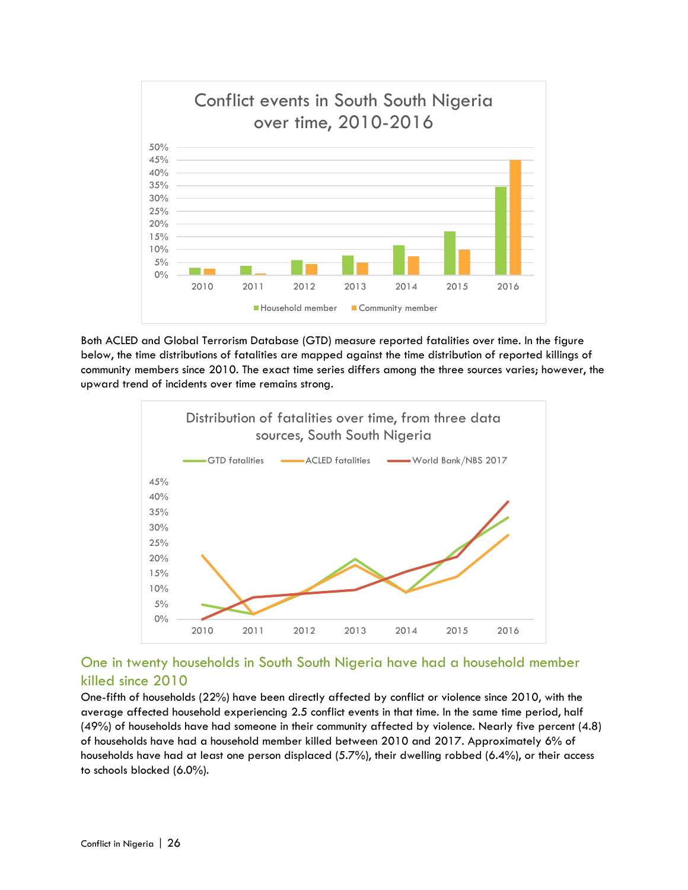Conflict events in South South Nigeria over time, 2010-2016

50%
45%
40%
35%
30%
25%
20%
15%
10%
5%
0%

2010
2011
2012
2013
2014
2015
2016

Household member
Community member

Both ACLED and Global Terrorism Database (GTD) measure reported fatalities over time. In the figure below, the time distributions of fatalities are mapped against the time distribution of reported killings of community members since 2010. The exact time series differs among the three sources varies; however, the upward trend of incidents over time remains strong.

Distribution of fatalities over time, from three data sources, South South Nigeria

GTD fatalities
ACLED fatalities
World Bank/NBS 2017

45%
40%
35%
30%
25%
20%
15%
10%
5%
0%

2010
2011
2012
2013
2014
2015
2016

## One in twenty households in South South Nigeria have had a household member killed since 2010

One-fifth of households (22%) have been directly affected by conflict or violence since 2010, with the average affected household experiencing 2.5 conflict events in that time. In the same time period, half (49%) of households have had someone in their community affected by violence. Nearly five percent (4.8) of households have had a household member killed between 2010 and 2017. Approximately 6% of households have had at least one person displaced (5.7%), their dwelling robbed (6.4%), or their access to schools blocked (6.0%).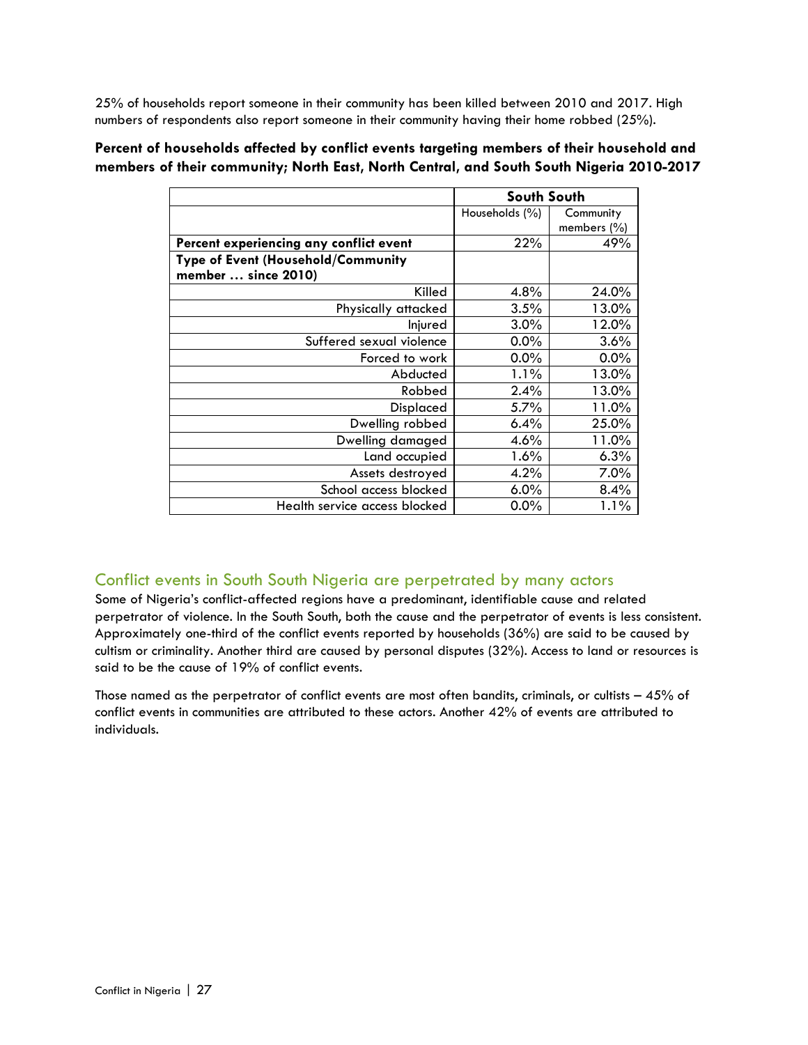25% of households report someone in their community has been killed between 2010 and 2017. High numbers of respondents also report someone in their community having their home robbed (25%).

**Percent of households affected by conflict events targeting members of their household and members of their community; North East, North Central, and South South Nigeria 2010-2017**

| | South South | |
|---|---|---|
| | Households (%) | Community members (%) |
| **Percent experiencing any conflict event** | 22% | 49% |
| **Type of Event (Household/Community member … since 2010)** | | |
| Killed | 4.8% | 24.0% |
| Physically attacked | 3.5% | 13.0% |
| Injured | 3.0% | 12.0% |
| Suffered sexual violence | 0.0% | 3.6% |
| Forced to work | 0.0% | 0.0% |
| Abducted | 1.1% | 13.0% |
| Robbed | 2.4% | 13.0% |
| Displaced | 5.7% | 11.0% |
| Dwelling robbed | 6.4% | 25.0% |
| Dwelling damaged | 4.6% | 11.0% |
| Land occupied | 1.6% | 6.3% |
| Assets destroyed | 4.2% | 7.0% |
| School access blocked | 6.0% | 8.4% |
| Health service access blocked | 0.0% | 1.1% |

## Conflict events in South South Nigeria are perpetrated by many actors

Some of Nigeria's conflict-affected regions have a predominant, identifiable cause and related perpetrator of violence. In the South South, both the cause and the perpetrator of events is less consistent. Approximately one-third of the conflict events reported by households (36%) are said to be caused by cultism or criminality. Another third are caused by personal disputes (32%). Access to land or resources is said to be the cause of 19% of conflict events.

Those named as the perpetrator of conflict events are most often bandits, criminals, or cultists – 45% of conflict events in communities are attributed to these actors. Another 42% of events are attributed to individuals.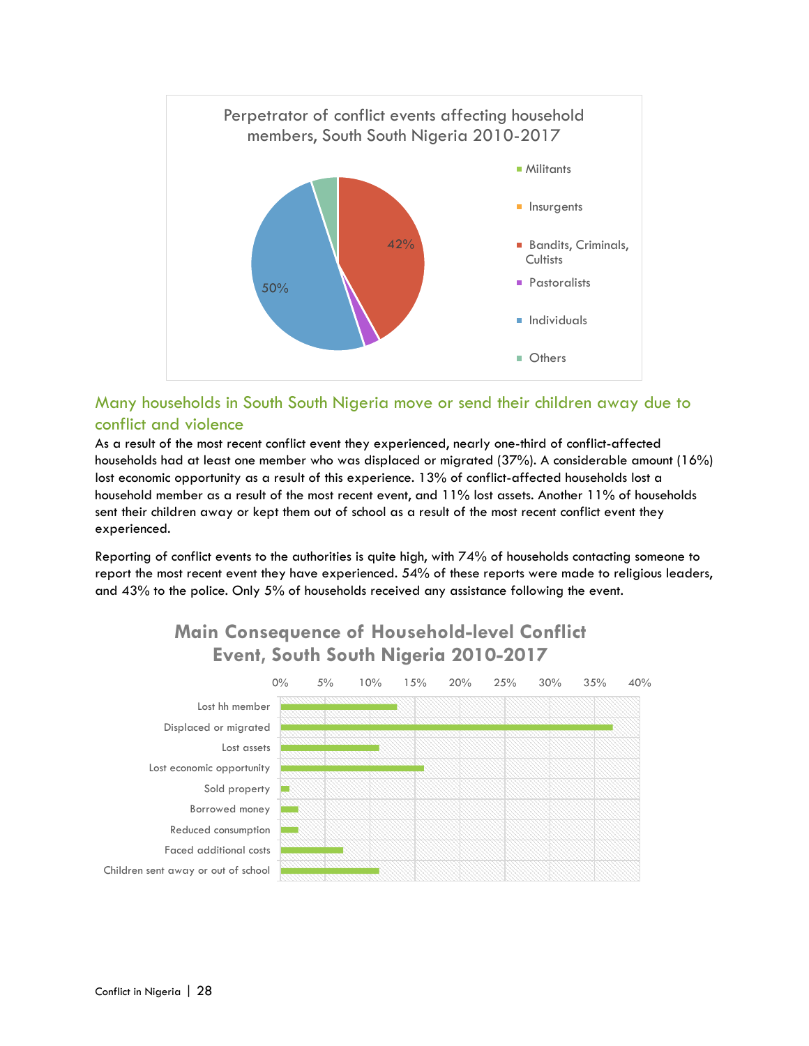Perpetrator of conflict events affecting household members, South South Nigeria 2010-2017

Militants
Insurgents
Bandits, Criminals, Cultists
Pastoralists
Individuals
Others

42%
50%

## Many households in South South Nigeria move or send their children away due to conflict and violence

As a result of the most recent conflict event they experienced, nearly one-third of conflict-affected households had at least one member who was displaced or migrated (37%). A considerable amount (16%) lost economic opportunity as a result of this experience. 13% of conflict-affected households lost a household member as a result of the most recent event, and 11% lost assets. Another 11% of households sent their children away or kept them out of school as a result of the most recent conflict event they experienced.

Reporting of conflict events to the authorities is quite high, with 74% of households contacting someone to report the most recent event they have experienced. 54% of these reports were made to religious leaders, and 43% to the police. Only 5% of households received any assistance following the event.

**Main Consequence of Household-level Conflict Event, South South Nigeria 2010-2017**

0% 5% 10% 15% 20% 25% 30% 35% 40%

Lost hh member
Displaced or migrated
Lost assets
Lost economic opportunity
Sold property
Borrowed money
Reduced consumption
Faced additional costs
Children sent away or out of school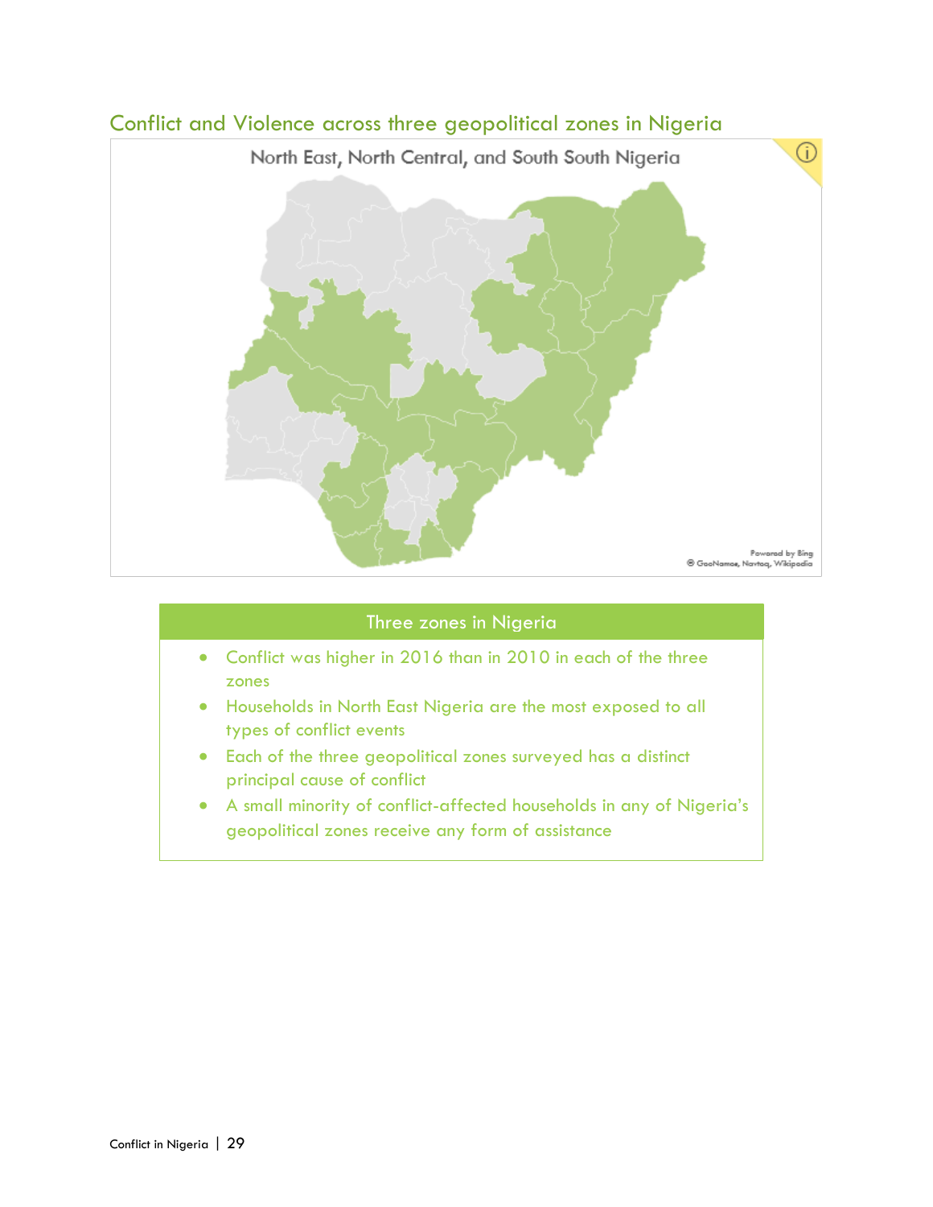## Conflict and Violence across three geopolitical zones in Nigeria

North East, North Central, and South South Nigeria

Powered by Bing
© GeoNames, Navteq, Wikipedia

### Three zones in Nigeria

- Conflict was higher in 2016 than in 2010 in each of the three zones
- Households in North East Nigeria are the most exposed to all types of conflict events
- Each of the three geopolitical zones surveyed has a distinct principal cause of conflict
- A small minority of conflict-affected households in any of Nigeria's geopolitical zones receive any form of assistance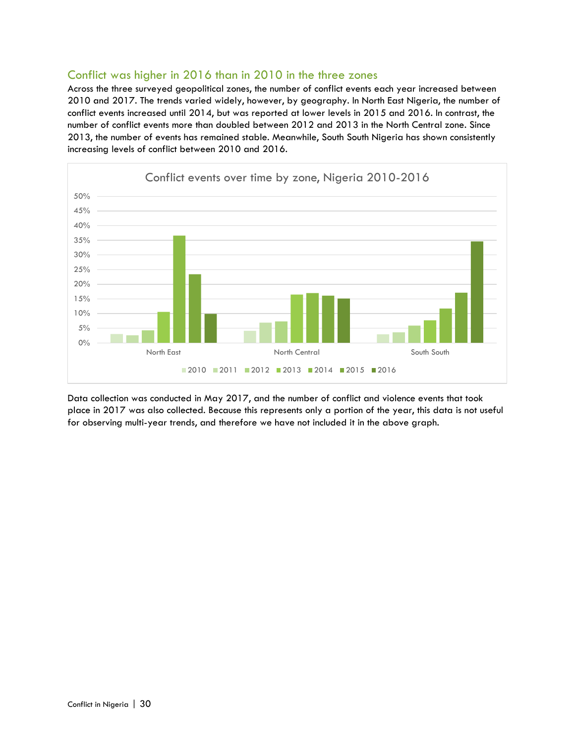## Conflict was higher in 2016 than in 2010 in the three zones

Across the three surveyed geopolitical zones, the number of conflict events each year increased between 2010 and 2017. The trends varied widely, however, by geography. In North East Nigeria, the number of conflict events increased until 2014, but was reported at lower levels in 2015 and 2016. In contrast, the number of conflict events more than doubled between 2012 and 2013 in the North Central zone. Since 2013, the number of events has remained stable. Meanwhile, South South Nigeria has shown consistently increasing levels of conflict between 2010 and 2016.

Conflict events over time by zone, Nigeria 2010-2016

50%
45%
40%
35%
30%
25%
20%
15%
10%
5%
0%

North East
North Central
South South

2010 2011 2012 2013 2014 2015 2016

Data collection was conducted in May 2017, and the number of conflict and violence events that took place in 2017 was also collected. Because this represents only a portion of the year, this data is not useful for observing multi-year trends, and therefore we have not included it in the above graph.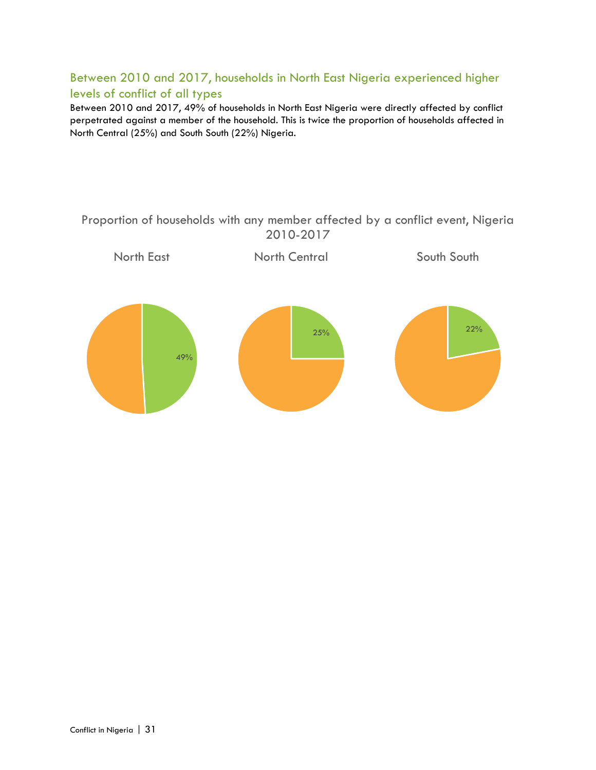## Between 2010 and 2017, households in North East Nigeria experienced higher levels of conflict of all types

Between 2010 and 2017, 49% of households in North East Nigeria were directly affected by conflict perpetrated against a member of the household. This is twice the proportion of households affected in North Central (25%) and South South (22%) Nigeria.

Proportion of households with any member affected by a conflict event, Nigeria 2010-2017

North East

49%

North Central

25%

South South

22%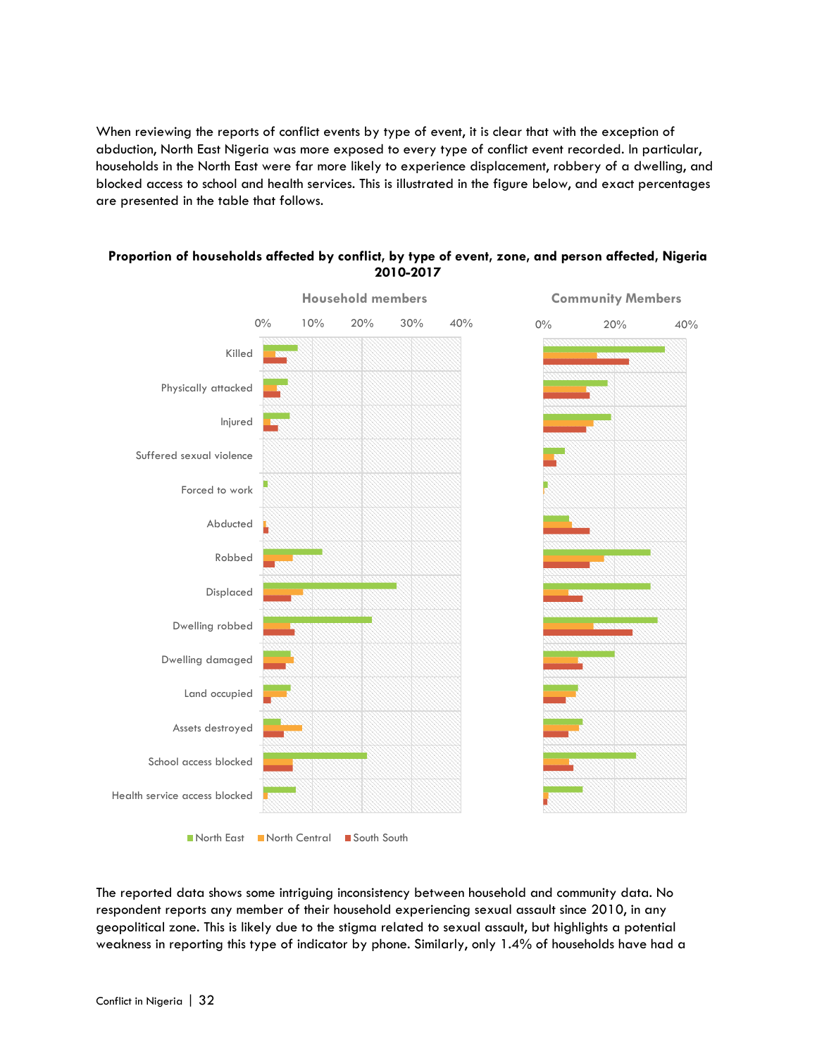When reviewing the reports of conflict events by type of event, it is clear that with the exception of abduction, North East Nigeria was more exposed to every type of conflict event recorded. In particular, households in the North East were far more likely to experience displacement, robbery of a dwelling, and blocked access to school and health services. This is illustrated in the figure below, and exact percentages are presented in the table that follows.

**Proportion of households affected by conflict, by type of event, zone, and person affected, Nigeria 2010-2017**

Household members

0% 10% 20% 30% 40%

Community Members

0% 20% 40%

Killed

Physically attacked

Injured

Suffered sexual violence

Forced to work

Abducted

Robbed

Displaced

Dwelling robbed

Dwelling damaged

Land occupied

Assets destroyed

School access blocked

Health service access blocked

North East North Central South South

The reported data shows some intriguing inconsistency between household and community data. No respondent reports any member of their household experiencing sexual assault since 2010, in any geopolitical zone. This is likely due to the stigma related to sexual assault, but highlights a potential weakness in reporting this type of indicator by phone. Similarly, only 1.4% of households have had a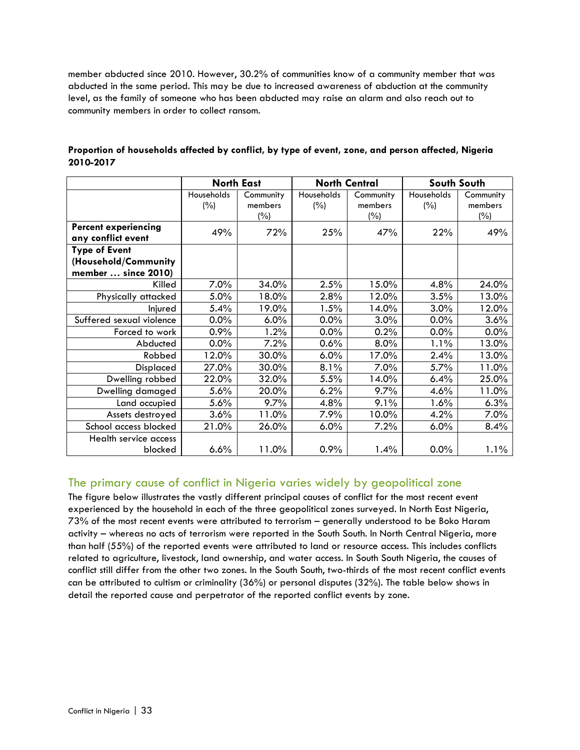member abducted since 2010. However, 30.2% of communities know of a community member that was abducted in the same period. This may be due to increased awareness of abduction at the community level, as the family of someone who has been abducted may raise an alarm and also reach out to community members in order to collect ransom.

**Proportion of households affected by conflict, by type of event, zone, and person affected, Nigeria 2010-2017**

| | North East | | North Central | | South South | |
|---|---|---|---|---|---|---|
| | Households (%) | Community members (%) | Households (%) | Community members (%) | Households (%) | Community members (%) |
| **Percent experiencing any conflict event** | 49% | 72% | 25% | 47% | 22% | 49% |
| **Type of Event (Household/Community member … since 2010)** | | | | | | |
| Killed | 7.0% | 34.0% | 2.5% | 15.0% | 4.8% | 24.0% |
| Physically attacked | 5.0% | 18.0% | 2.8% | 12.0% | 3.5% | 13.0% |
| Injured | 5.4% | 19.0% | 1.5% | 14.0% | 3.0% | 12.0% |
| Suffered sexual violence | 0.0% | 6.0% | 0.0% | 3.0% | 0.0% | 3.6% |
| Forced to work | 0.9% | 1.2% | 0.0% | 0.2% | 0.0% | 0.0% |
| Abducted | 0.0% | 7.2% | 0.6% | 8.0% | 1.1% | 13.0% |
| Robbed | 12.0% | 30.0% | 6.0% | 17.0% | 2.4% | 13.0% |
| Displaced | 27.0% | 30.0% | 8.1% | 7.0% | 5.7% | 11.0% |
| Dwelling robbed | 22.0% | 32.0% | 5.5% | 14.0% | 6.4% | 25.0% |
| Dwelling damaged | 5.6% | 20.0% | 6.2% | 9.7% | 4.6% | 11.0% |
| Land occupied | 5.6% | 9.7% | 4.8% | 9.1% | 1.6% | 6.3% |
| Assets destroyed | 3.6% | 11.0% | 7.9% | 10.0% | 4.2% | 7.0% |
| School access blocked | 21.0% | 26.0% | 6.0% | 7.2% | 6.0% | 8.4% |
| Health service access blocked | 6.6% | 11.0% | 0.9% | 1.4% | 0.0% | 1.1% |

## The primary cause of conflict in Nigeria varies widely by geopolitical zone

The figure below illustrates the vastly different principal causes of conflict for the most recent event experienced by the household in each of the three geopolitical zones surveyed. In North East Nigeria, 73% of the most recent events were attributed to terrorism – generally understood to be Boko Haram activity – whereas no acts of terrorism were reported in the South South. In North Central Nigeria, more than half (55%) of the reported events were attributed to land or resource access. This includes conflicts related to agriculture, livestock, land ownership, and water access. In South South Nigeria, the causes of conflict still differ from the other two zones. In the South South, two-thirds of the most recent conflict events can be attributed to cultism or criminality (36%) or personal disputes (32%). The table below shows in detail the reported cause and perpetrator of the reported conflict events by zone.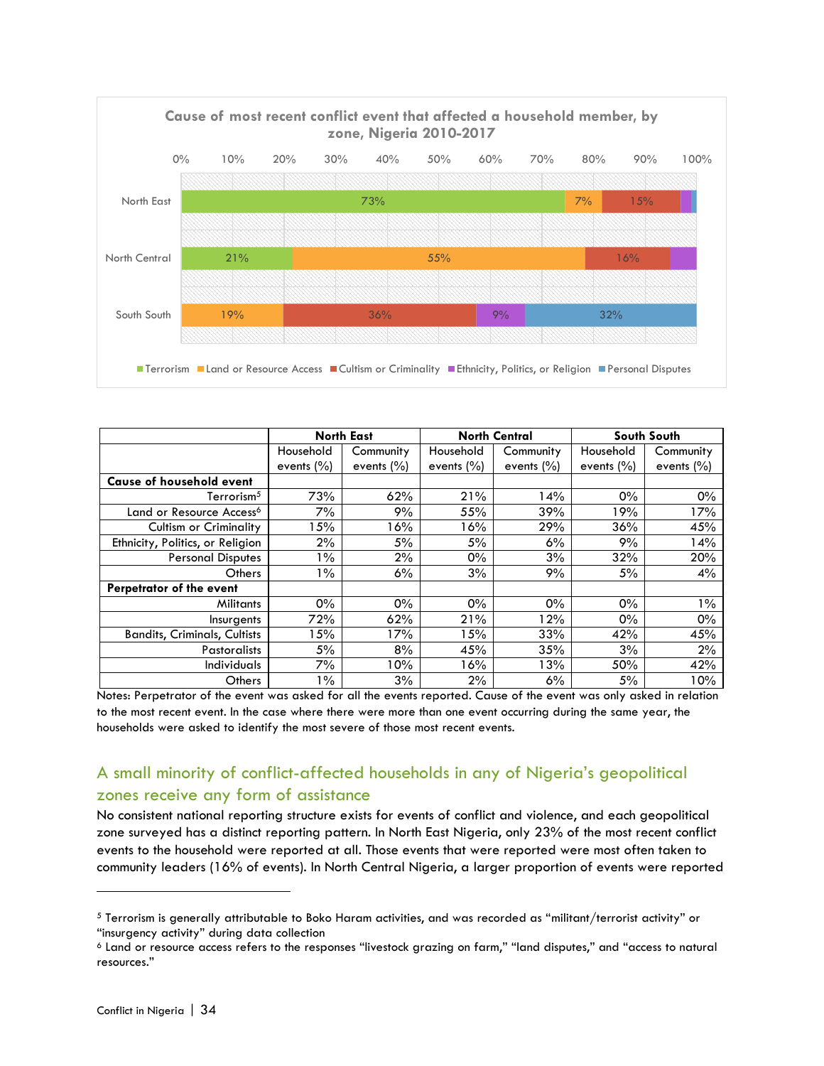Cause of most recent conflict event that affected a household member, by zone, Nigeria 2010-2017

0% 10% 20% 30% 40% 50% 60% 70% 80% 90% 100%

North East: 73% 7% 15%

North Central: 21% 55% 16%

South South: 19% 36% 9% 32%

Terrorism | Land or Resource Access | Cultism or Criminality | Ethnicity, Politics, or Religion | Personal Disputes

| | North East | | North Central | | South South | |
|---|---|---|---|---|---|---|
| | Household events (%) | Community events (%) | Household events (%) | Community events (%) | Household events (%) | Community events (%) |
| **Cause of household event** | | | | | | |
| Terrorism[5] | 73% | 62% | 21% | 14% | 0% | 0% |
| Land or Resource Access[6] | 7% | 9% | 55% | 39% | 19% | 17% |
| Cultism or Criminality | 15% | 16% | 16% | 29% | 36% | 45% |
| Ethnicity, Politics, or Religion | 2% | 5% | 5% | 6% | 9% | 14% |
| Personal Disputes | 1% | 2% | 0% | 3% | 32% | 20% |
| Others | 1% | 6% | 3% | 9% | 5% | 4% |
| **Perpetrator of the event** | | | | | | |
| Militants | 0% | 0% | 0% | 0% | 0% | 1% |
| Insurgents | 72% | 62% | 21% | 12% | 0% | 0% |
| Bandits, Criminals, Cultists | 15% | 17% | 15% | 33% | 42% | 45% |
| Pastoralists | 5% | 8% | 45% | 35% | 3% | 2% |
| Individuals | 7% | 10% | 16% | 13% | 50% | 42% |
| Others | 1% | 3% | 2% | 6% | 5% | 10% |

Notes: Perpetrator of the event was asked for all the events reported. Cause of the event was only asked in relation to the most recent event. In the case where there were more than one event occurring during the same year, the households were asked to identify the most severe of those most recent events.

## A small minority of conflict-affected households in any of Nigeria's geopolitical zones receive any form of assistance

No consistent national reporting structure exists for events of conflict and violence, and each geopolitical zone surveyed has a distinct reporting pattern. In North East Nigeria, only 23% of the most recent conflict events to the household were reported at all. Those events that were reported were most often taken to community leaders (16% of events). In North Central Nigeria, a larger proportion of events were reported

[5] Terrorism is generally attributable to Boko Haram activities, and was recorded as "militant/terrorist activity" or "insurgency activity" during data collection

[6] Land or resource access refers to the responses "livestock grazing on farm," "land disputes," and "access to natural resources."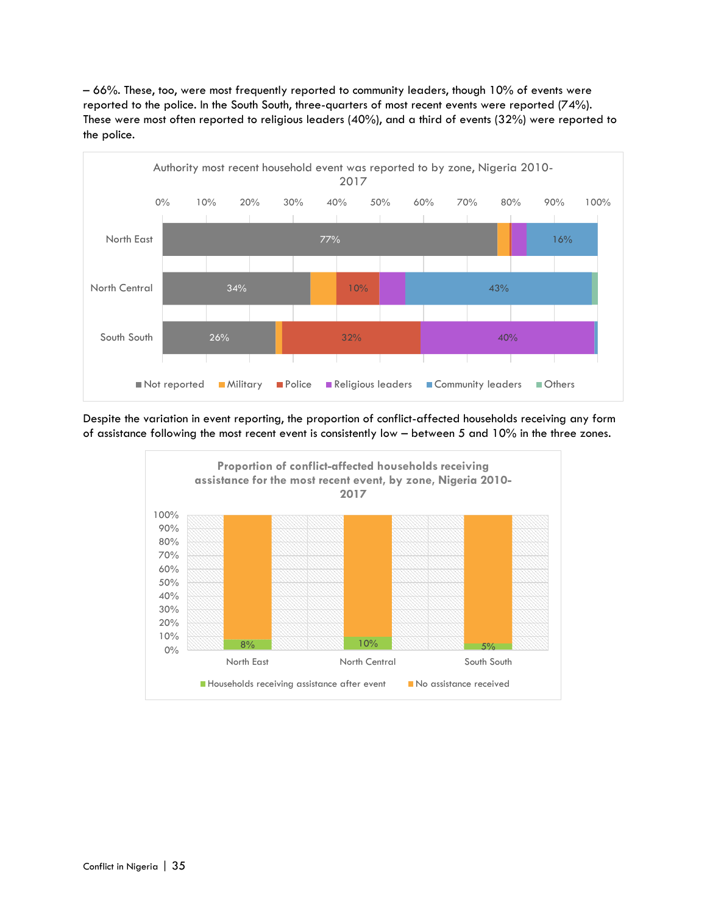– 66%. These, too, were most frequently reported to community leaders, though 10% of events were reported to the police. In the South South, three-quarters of most recent events were reported (74%). These were most often reported to religious leaders (40%), and a third of events (32%) were reported to the police.

Authority most recent household event was reported to by zone, Nigeria 2010-2017

0% 10% 20% 30% 40% 50% 60% 70% 80% 90% 100%

North East: 77%, 16%

North Central: 34%, 10%, 43%

South South: 26%, 32%, 40%

Not reported, Military, Police, Religious leaders, Community leaders, Others

Despite the variation in event reporting, the proportion of conflict-affected households receiving any form of assistance following the most recent event is consistently low – between 5 and 10% in the three zones.

**Proportion of conflict-affected households receiving assistance for the most recent event, by zone, Nigeria 2010-2017**

100% 90% 80% 70% 60% 50% 40% 30% 20% 10% 0%

North East: 8%

North Central: 10%

South South: 5%

Households receiving assistance after event, No assistance received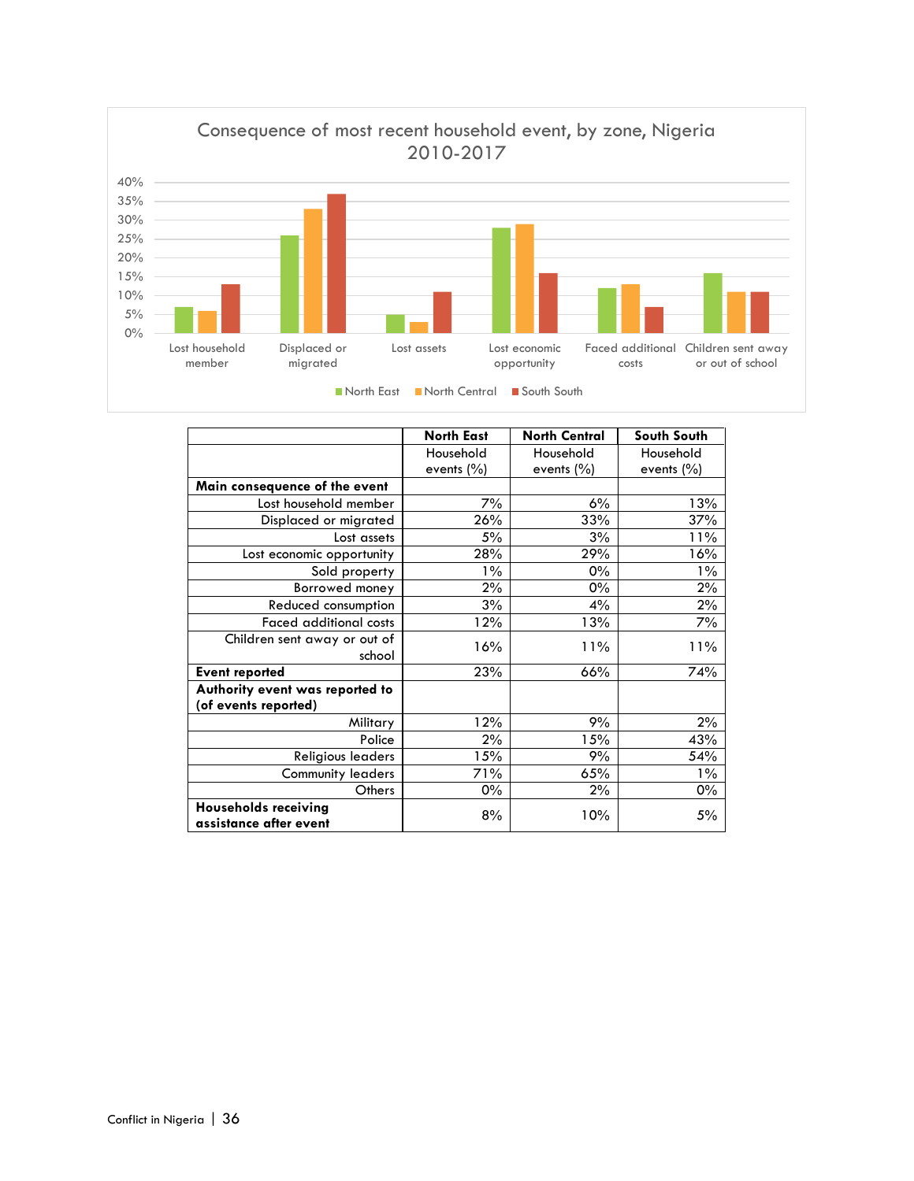Consequence of most recent household event, by zone, Nigeria 2010-2017

40%
35%
30%
25%
20%
15%
10%
5%
0%

Lost household member
Displaced or migrated
Lost assets
Lost economic opportunity
Faced additional costs
Children sent away or out of school

North East
North Central
South South

| | North East | North Central | South South |
|---|---|---|---|
| | Household events (%) | Household events (%) | Household events (%) |
| **Main consequence of the event** | | | |
| Lost household member | 7% | 6% | 13% |
| Displaced or migrated | 26% | 33% | 37% |
| Lost assets | 5% | 3% | 11% |
| Lost economic opportunity | 28% | 29% | 16% |
| Sold property | 1% | 0% | 1% |
| Borrowed money | 2% | 0% | 2% |
| Reduced consumption | 3% | 4% | 2% |
| Faced additional costs | 12% | 13% | 7% |
| Children sent away or out of school | 16% | 11% | 11% |
| **Event reported** | 23% | 66% | 74% |
| **Authority event was reported to (of events reported)** | | | |
| Military | 12% | 9% | 2% |
| Police | 2% | 15% | 43% |
| Religious leaders | 15% | 9% | 54% |
| Community leaders | 71% | 65% | 1% |
| Others | 0% | 2% | 0% |
| **Households receiving assistance after event** | 8% | 10% | 5% |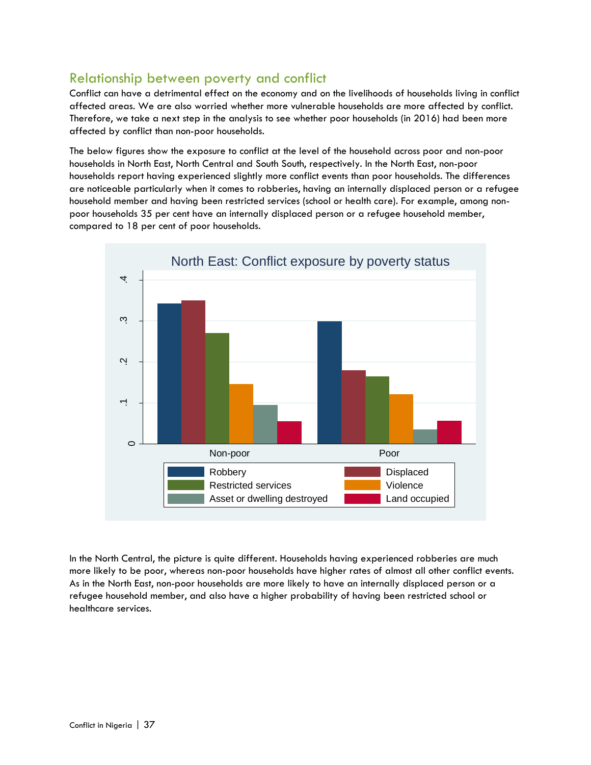## Relationship between poverty and conflict

Conflict can have a detrimental effect on the economy and on the livelihoods of households living in conflict affected areas. We are also worried whether more vulnerable households are more affected by conflict. Therefore, we take a next step in the analysis to see whether poor households (in 2016) had been more affected by conflict than non-poor households.

The below figures show the exposure to conflict at the level of the household across poor and non-poor households in North East, North Central and South South, respectively. In the North East, non-poor households report having experienced slightly more conflict events than poor households. The differences are noticeable particularly when it comes to robberies, having an internally displaced person or a refugee household member and having been restricted services (school or health care). For example, among non-poor households 35 per cent have an internally displaced person or a refugee household member, compared to 18 per cent of poor households.

North East: Conflict exposure by poverty status

0
.1
.2
.3
.4

Non-poor
Poor

Robbery
Displaced
Restricted services
Violence
Asset or dwelling destroyed
Land occupied

In the North Central, the picture is quite different. Households having experienced robberies are much more likely to be poor, whereas non-poor households have higher rates of almost all other conflict events. As in the North East, non-poor households are more likely to have an internally displaced person or a refugee household member, and also have a higher probability of having been restricted school or healthcare services.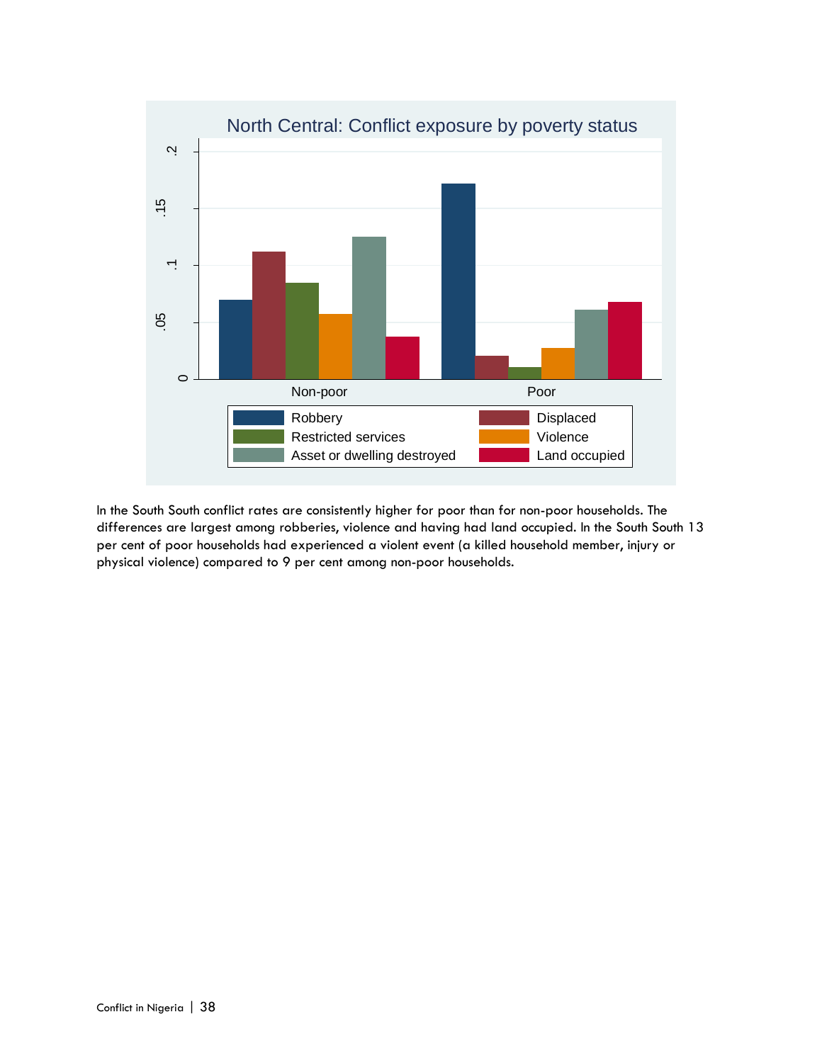North Central: Conflict exposure by poverty status

0
.05
.1
.15
.2

Non-poor
Poor

Robbery
Displaced
Restricted services
Violence
Asset or dwelling destroyed
Land occupied

In the South South conflict rates are consistently higher for poor than for non-poor households. The differences are largest among robberies, violence and having had land occupied. In the South South 13 per cent of poor households had experienced a violent event (a killed household member, injury or physical violence) compared to 9 per cent among non-poor households.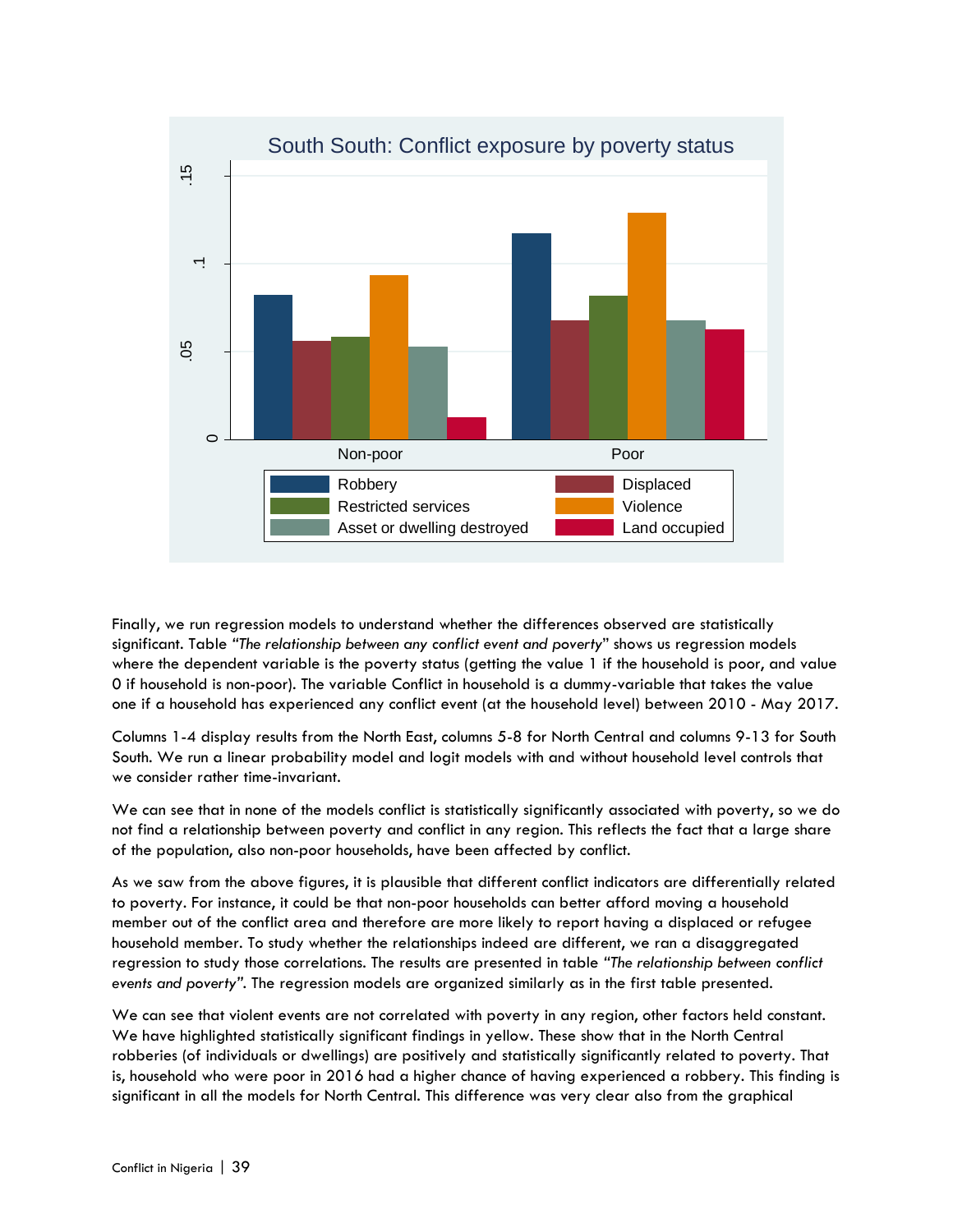South South: Conflict exposure by poverty status

0
.05
.1
.15

Non-poor
Poor

Robbery
Displaced
Restricted services
Violence
Asset or dwelling destroyed
Land occupied

Finally, we run regression models to understand whether the differences observed are statistically significant. Table *"The relationship between any conflict event and poverty"* shows us regression models where the dependent variable is the poverty status (getting the value 1 if the household is poor, and value 0 if household is non-poor). The variable Conflict in household is a dummy-variable that takes the value one if a household has experienced any conflict event (at the household level) between 2010 - May 2017.

Columns 1-4 display results from the North East, columns 5-8 for North Central and columns 9-13 for South South. We run a linear probability model and logit models with and without household level controls that we consider rather time-invariant.

We can see that in none of the models conflict is statistically significantly associated with poverty, so we do not find a relationship between poverty and conflict in any region. This reflects the fact that a large share of the population, also non-poor households, have been affected by conflict.

As we saw from the above figures, it is plausible that different conflict indicators are differentially related to poverty. For instance, it could be that non-poor households can better afford moving a household member out of the conflict area and therefore are more likely to report having a displaced or refugee household member. To study whether the relationships indeed are different, we ran a disaggregated regression to study those correlations. The results are presented in table *"The relationship between conflict events and poverty"*. The regression models are organized similarly as in the first table presented.

We can see that violent events are not correlated with poverty in any region, other factors held constant. We have highlighted statistically significant findings in yellow. These show that in the North Central robberies (of individuals or dwellings) are positively and statistically significantly related to poverty. That is, household who were poor in 2016 had a higher chance of having experienced a robbery. This finding is significant in all the models for North Central. This difference was very clear also from the graphical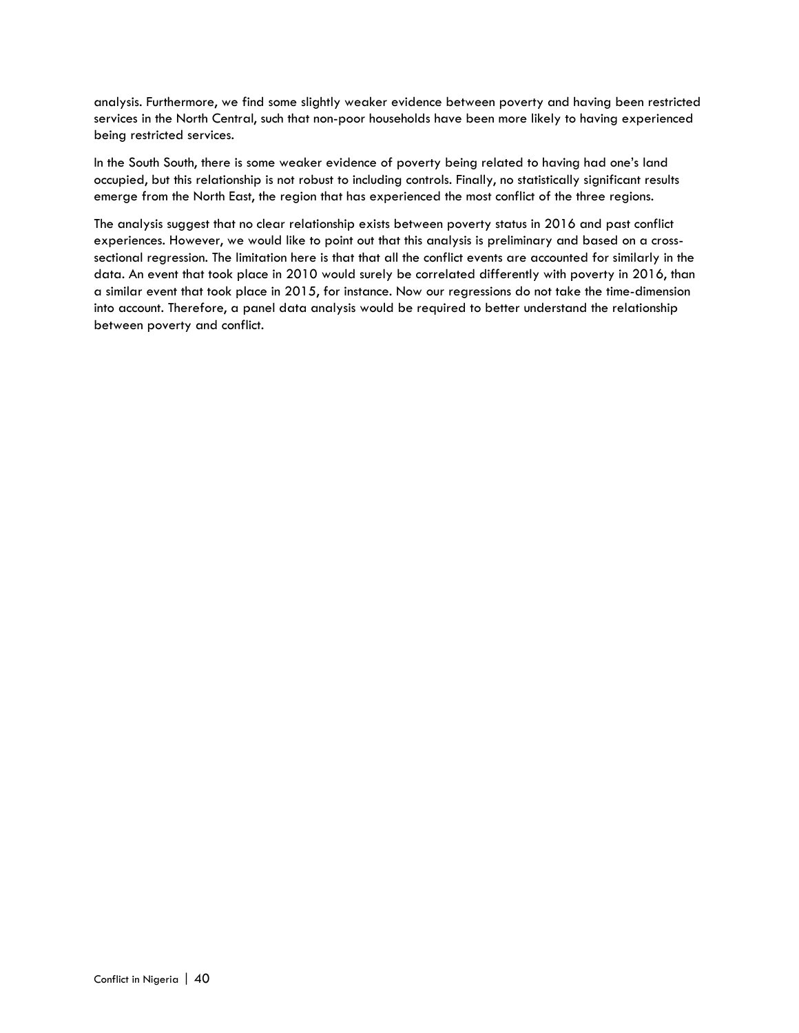analysis. Furthermore, we find some slightly weaker evidence between poverty and having been restricted services in the North Central, such that non-poor households have been more likely to having experienced being restricted services.

In the South South, there is some weaker evidence of poverty being related to having had one's land occupied, but this relationship is not robust to including controls. Finally, no statistically significant results emerge from the North East, the region that has experienced the most conflict of the three regions.

The analysis suggest that no clear relationship exists between poverty status in 2016 and past conflict experiences. However, we would like to point out that this analysis is preliminary and based on a cross-sectional regression. The limitation here is that that all the conflict events are accounted for similarly in the data. An event that took place in 2010 would surely be correlated differently with poverty in 2016, than a similar event that took place in 2015, for instance. Now our regressions do not take the time-dimension into account. Therefore, a panel data analysis would be required to better understand the relationship between poverty and conflict.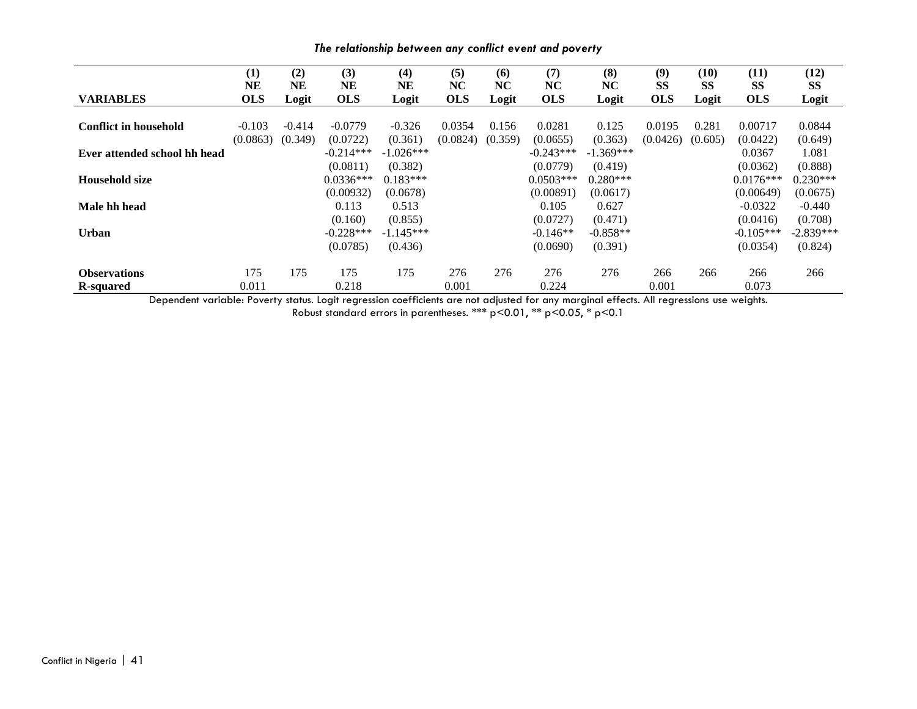*The relationship between any conflict event and poverty*

| VARIABLES | (1) NE OLS | (2) NE Logit | (3) NE OLS | (4) NE Logit | (5) NC OLS | (6) NC Logit | (7) NC OLS | (8) NC Logit | (9) SS OLS | (10) SS Logit | (11) SS OLS | (12) SS Logit |
|---|---|---|---|---|---|---|---|---|---|---|---|---|
| **Conflict in household** | -0.103 | -0.414 | -0.0779 | -0.326 | 0.0354 | 0.156 | 0.0281 | 0.125 | 0.0195 | 0.281 | 0.00717 | 0.0844 |
| | (0.0863) | (0.349) | (0.0722) | (0.361) | (0.0824) | (0.359) | (0.0655) | (0.363) | (0.0426) | (0.605) | (0.0422) | (0.649) |
| **Ever attended school hh head** | | | -0.214*** | -1.026*** | | | -0.243*** | -1.369*** | | | 0.0367 | 1.081 |
| | | | (0.0811) | (0.382) | | | (0.0779) | (0.419) | | | (0.0362) | (0.888) |
| **Household size** | | | 0.0336*** | 0.183*** | | | 0.0503*** | 0.280*** | | | 0.0176*** | 0.230*** |
| | | | (0.00932) | (0.0678) | | | (0.00891) | (0.0617) | | | (0.00649) | (0.0675) |
| **Male hh head** | | | 0.113 | 0.513 | | | 0.105 | 0.627 | | | -0.0322 | -0.440 |
| | | | (0.160) | (0.855) | | | (0.0727) | (0.471) | | | (0.0416) | (0.708) |
| **Urban** | | | -0.228*** | -1.145*** | | | -0.146** | -0.858** | | | -0.105*** | -2.839*** |
| | | | (0.0785) | (0.436) | | | (0.0690) | (0.391) | | | (0.0354) | (0.824) |
| **Observations** | 175 | 175 | 175 | 175 | 276 | 276 | 276 | 276 | 266 | 266 | 266 | 266 |
| **R-squared** | 0.011 | | 0.218 | | 0.001 | | 0.224 | | 0.001 | | 0.073 | |

Dependent variable: Poverty status. Logit regression coefficients are not adjusted for any marginal effects. All regressions use weights.
Robust standard errors in parentheses. *** p<0.01, ** p<0.05, * p<0.1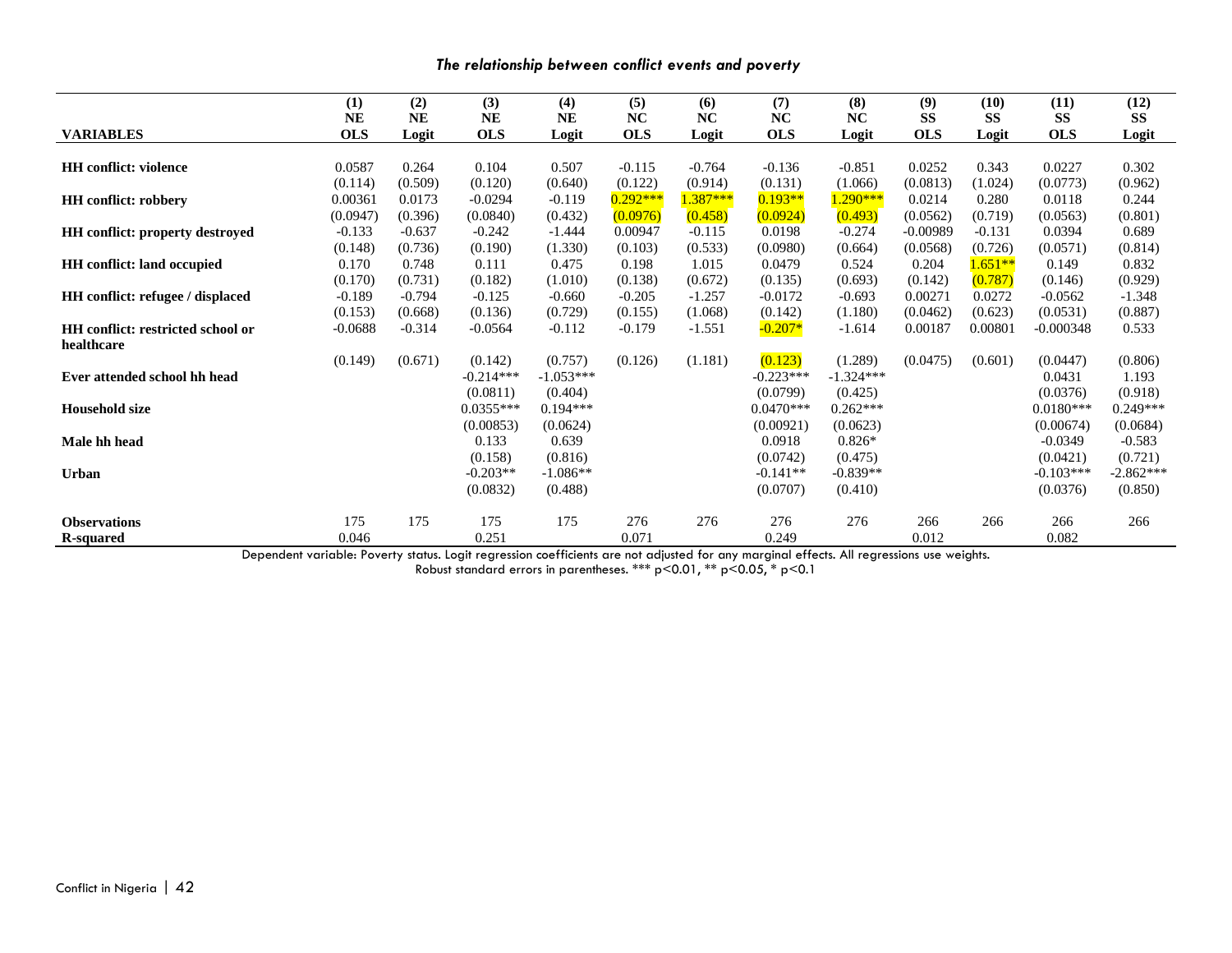*The relationship between conflict events and poverty*

| VARIABLES | (1) NE OLS | (2) NE Logit | (3) NE OLS | (4) NE Logit | (5) NC OLS | (6) NC Logit | (7) NC OLS | (8) NC Logit | (9) SS OLS | (10) SS Logit | (11) SS OLS | (12) SS Logit |
|---|---|---|---|---|---|---|---|---|---|---|---|---|
| **HH conflict: violence** | 0.0587 | 0.264 | 0.104 | 0.507 | -0.115 | -0.764 | -0.136 | -0.851 | 0.0252 | 0.343 | 0.0227 | 0.302 |
| | (0.114) | (0.509) | (0.120) | (0.640) | (0.122) | (0.914) | (0.131) | (1.066) | (0.0813) | (1.024) | (0.0773) | (0.962) |
| **HH conflict: robbery** | 0.00361 | 0.0173 | -0.0294 | -0.119 | 0.292*** | 1.387*** | 0.193** | 1.290*** | 0.0214 | 0.280 | 0.0118 | 0.244 |
| | (0.0947) | (0.396) | (0.0840) | (0.432) | (0.0976) | (0.458) | (0.0924) | (0.493) | (0.0562) | (0.719) | (0.0563) | (0.801) |
| **HH conflict: property destroyed** | -0.133 | -0.637 | -0.242 | -1.444 | 0.00947 | -0.115 | 0.0198 | -0.274 | -0.00989 | -0.131 | 0.0394 | 0.689 |
| | (0.148) | (0.736) | (0.190) | (1.330) | (0.103) | (0.533) | (0.0980) | (0.664) | (0.0568) | (0.726) | (0.0571) | (0.814) |
| **HH conflict: land occupied** | 0.170 | 0.748 | 0.111 | 0.475 | 0.198 | 1.015 | 0.0479 | 0.524 | 0.204 | 1.651** | 0.149 | 0.832 |
| | (0.170) | (0.731) | (0.182) | (1.010) | (0.138) | (0.672) | (0.135) | (0.693) | (0.142) | (0.787) | (0.146) | (0.929) |
| **HH conflict: refugee / displaced** | -0.189 | -0.794 | -0.125 | -0.660 | -0.205 | -1.257 | -0.0172 | -0.693 | 0.00271 | 0.0272 | -0.0562 | -1.348 |
| | (0.153) | (0.668) | (0.136) | (0.729) | (0.155) | (1.068) | (0.142) | (1.180) | (0.0462) | (0.623) | (0.0531) | (0.887) |
| **HH conflict: restricted school or healthcare** | -0.0688 | -0.314 | -0.0564 | -0.112 | -0.179 | -1.551 | -0.207* | -1.614 | 0.00187 | 0.00801 | -0.000348 | 0.533 |
| | (0.149) | (0.671) | (0.142) | (0.757) | (0.126) | (1.181) | (0.123) | (1.289) | (0.0475) | (0.601) | (0.0447) | (0.806) |
| **Ever attended school hh head** | | | -0.214*** | -1.053*** | | | -0.223*** | -1.324*** | | | 0.0431 | 1.193 |
| | | | (0.0811) | (0.404) | | | (0.0799) | (0.425) | | | (0.0376) | (0.918) |
| **Household size** | | | 0.0355*** | 0.194*** | | | 0.0470*** | 0.262*** | | | 0.0180*** | 0.249*** |
| | | | (0.00853) | (0.0624) | | | (0.00921) | (0.0623) | | | (0.00674) | (0.0684) |
| **Male hh head** | | | 0.133 | 0.639 | | | 0.0918 | 0.826* | | | -0.0349 | -0.583 |
| | | | (0.158) | (0.816) | | | (0.0742) | (0.475) | | | (0.0421) | (0.721) |
| **Urban** | | | -0.203** | -1.086** | | | -0.141** | -0.839** | | | -0.103*** | -2.862*** |
| | | | (0.0832) | (0.488) | | | (0.0707) | (0.410) | | | (0.0376) | (0.850) |
| **Observations** | 175 | 175 | 175 | 175 | 276 | 276 | 276 | 276 | 266 | 266 | 266 | 266 |
| **R-squared** | 0.046 | | 0.251 | | 0.071 | | 0.249 | | 0.012 | | 0.082 | |

Dependent variable: Poverty status. Logit regression coefficients are not adjusted for any marginal effects. All regressions use weights.
Robust standard errors in parentheses. *** p<0.01, ** p<0.05, * p<0.1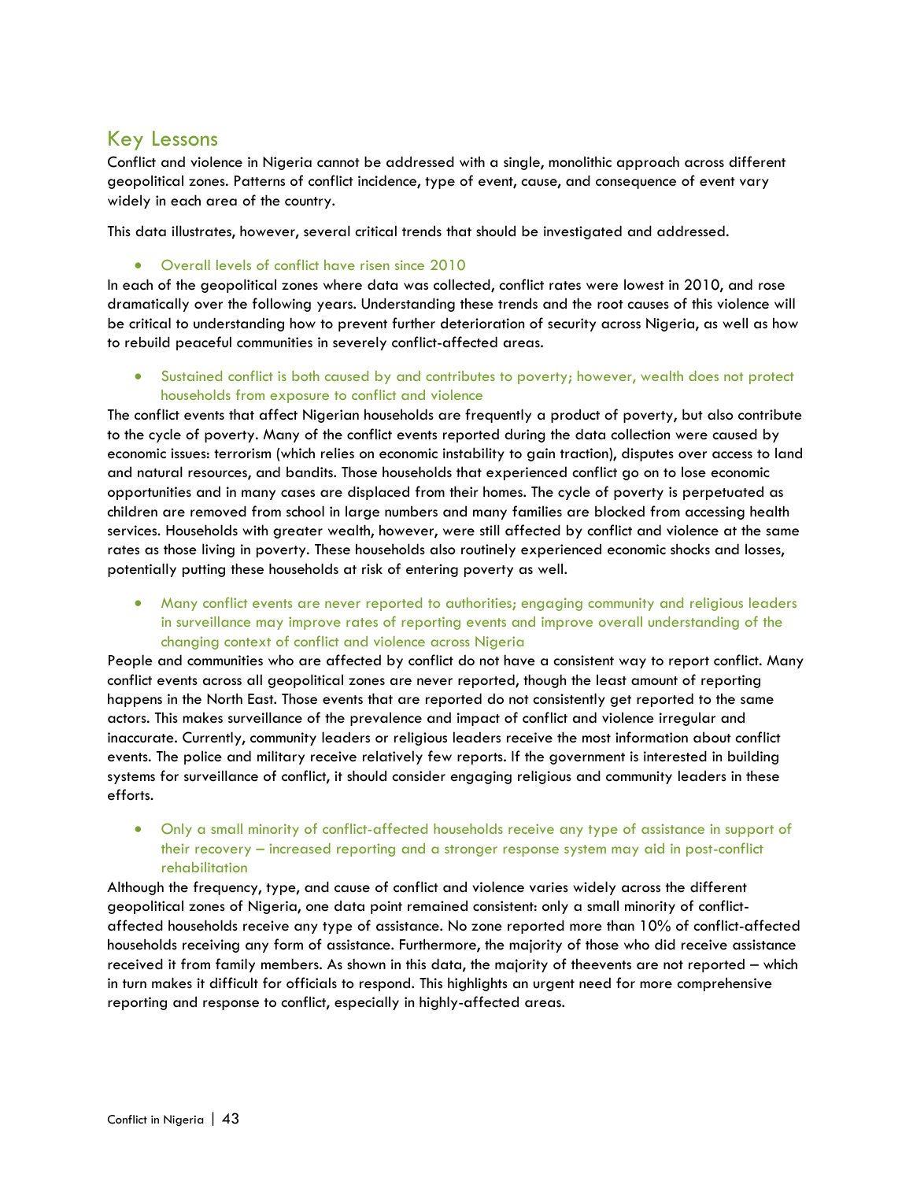## Key Lessons

Conflict and violence in Nigeria cannot be addressed with a single, monolithic approach across different geopolitical zones. Patterns of conflict incidence, type of event, cause, and consequence of event vary widely in each area of the country.

This data illustrates, however, several critical trends that should be investigated and addressed.

- Overall levels of conflict have risen since 2010

In each of the geopolitical zones where data was collected, conflict rates were lowest in 2010, and rose dramatically over the following years. Understanding these trends and the root causes of this violence will be critical to understanding how to prevent further deterioration of security across Nigeria, as well as how to rebuild peaceful communities in severely conflict-affected areas.

- Sustained conflict is both caused by and contributes to poverty; however, wealth does not protect households from exposure to conflict and violence

The conflict events that affect Nigerian households are frequently a product of poverty, but also contribute to the cycle of poverty. Many of the conflict events reported during the data collection were caused by economic issues: terrorism (which relies on economic instability to gain traction), disputes over access to land and natural resources, and bandits. Those households that experienced conflict go on to lose economic opportunities and in many cases are displaced from their homes. The cycle of poverty is perpetuated as children are removed from school in large numbers and many families are blocked from accessing health services. Households with greater wealth, however, were still affected by conflict and violence at the same rates as those living in poverty. These households also routinely experienced economic shocks and losses, potentially putting these households at risk of entering poverty as well.

- Many conflict events are never reported to authorities; engaging community and religious leaders in surveillance may improve rates of reporting events and improve overall understanding of the changing context of conflict and violence across Nigeria

People and communities who are affected by conflict do not have a consistent way to report conflict. Many conflict events across all geopolitical zones are never reported, though the least amount of reporting happens in the North East. Those events that are reported do not consistently get reported to the same actors. This makes surveillance of the prevalence and impact of conflict and violence irregular and inaccurate. Currently, community leaders or religious leaders receive the most information about conflict events. The police and military receive relatively few reports. If the government is interested in building systems for surveillance of conflict, it should consider engaging religious and community leaders in these efforts.

- Only a small minority of conflict-affected households receive any type of assistance in support of their recovery – increased reporting and a stronger response system may aid in post-conflict rehabilitation

Although the frequency, type, and cause of conflict and violence varies widely across the different geopolitical zones of Nigeria, one data point remained consistent: only a small minority of conflict-affected households receive any type of assistance. No zone reported more than 10% of conflict-affected households receiving any form of assistance. Furthermore, the majority of those who did receive assistance received it from family members. As shown in this data, the majority of theevents are not reported – which in turn makes it difficult for officials to respond. This highlights an urgent need for more comprehensive reporting and response to conflict, especially in highly-affected areas.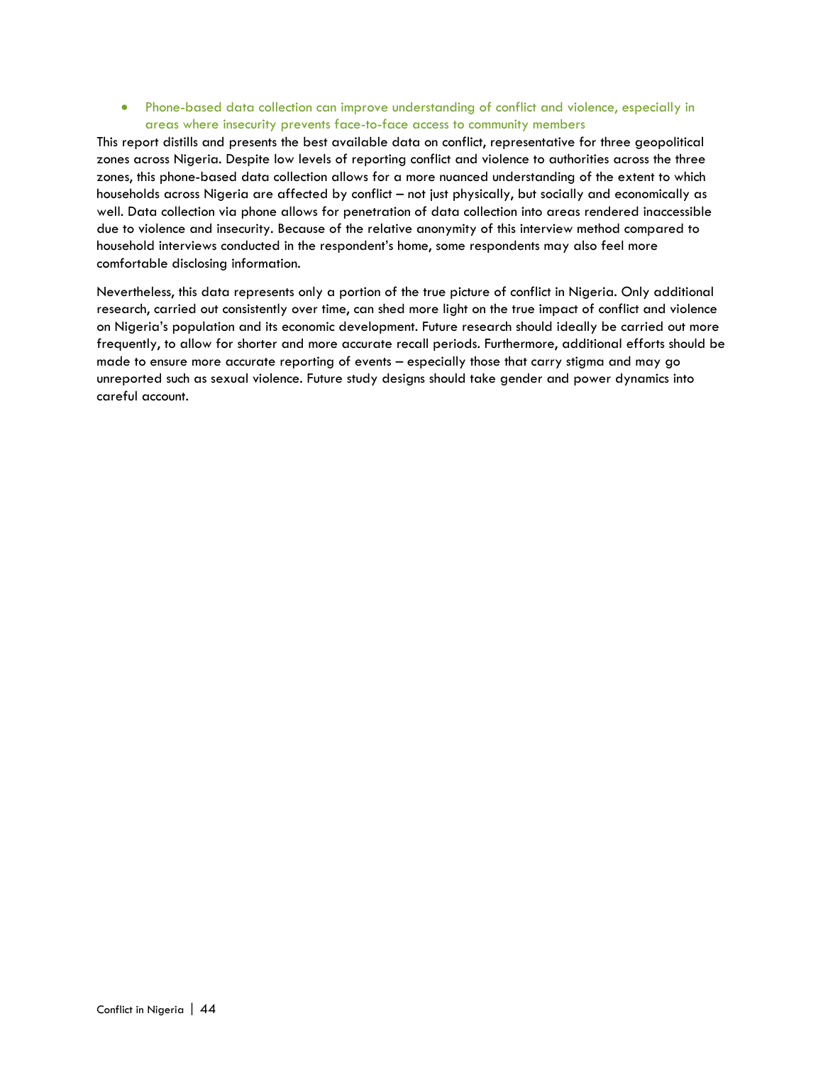- Phone-based data collection can improve understanding of conflict and violence, especially in areas where insecurity prevents face-to-face access to community members

This report distills and presents the best available data on conflict, representative for three geopolitical zones across Nigeria. Despite low levels of reporting conflict and violence to authorities across the three zones, this phone-based data collection allows for a more nuanced understanding of the extent to which households across Nigeria are affected by conflict – not just physically, but socially and economically as well. Data collection via phone allows for penetration of data collection into areas rendered inaccessible due to violence and insecurity. Because of the relative anonymity of this interview method compared to household interviews conducted in the respondent's home, some respondents may also feel more comfortable disclosing information.

Nevertheless, this data represents only a portion of the true picture of conflict in Nigeria. Only additional research, carried out consistently over time, can shed more light on the true impact of conflict and violence on Nigeria's population and its economic development. Future research should ideally be carried out more frequently, to allow for shorter and more accurate recall periods. Furthermore, additional efforts should be made to ensure more accurate reporting of events – especially those that carry stigma and may go unreported such as sexual violence. Future study designs should take gender and power dynamics into careful account.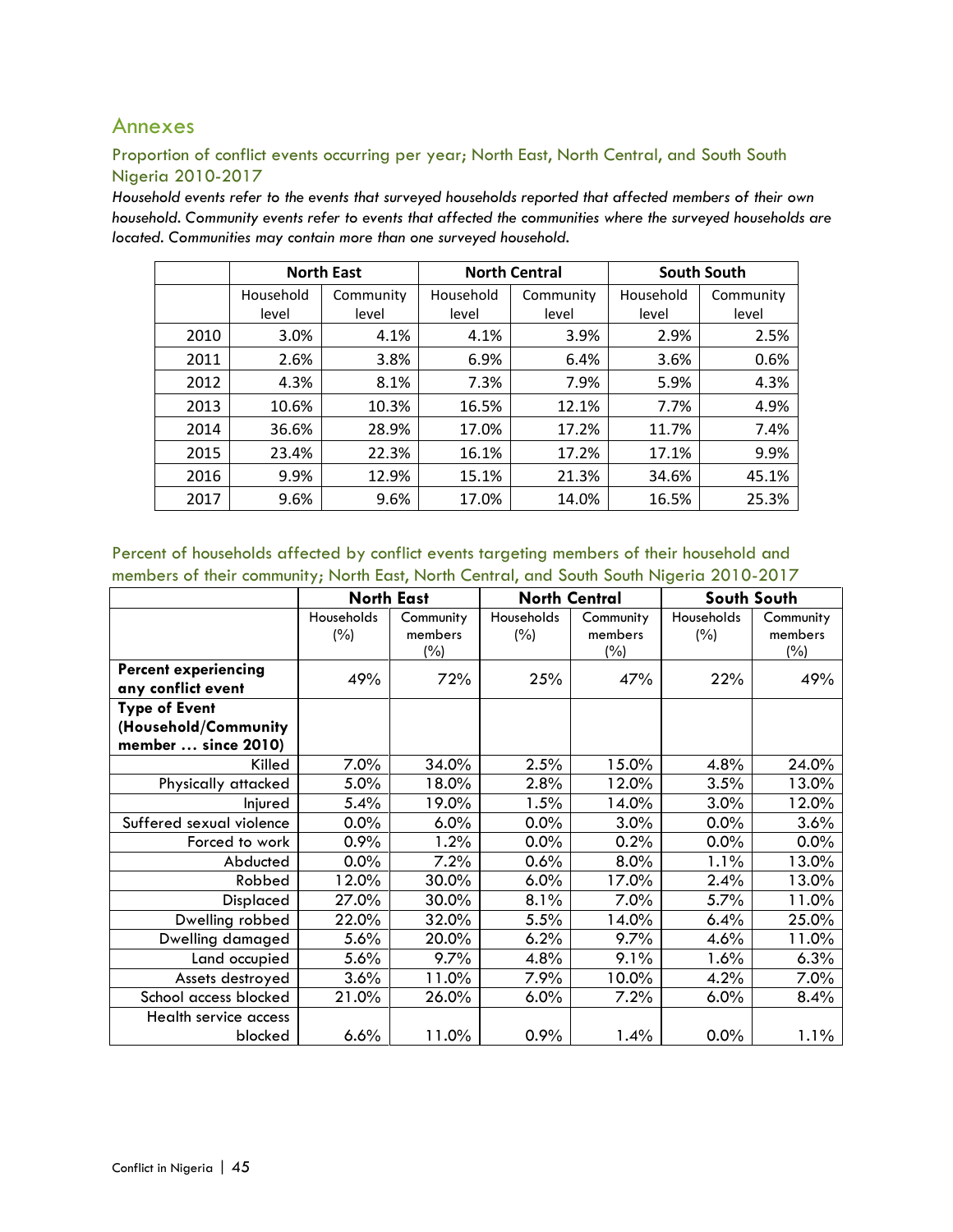## Annexes

### Proportion of conflict events occurring per year; North East, North Central, and South South Nigeria 2010-2017

*Household events refer to the events that surveyed households reported that affected members of their own household. Community events refer to events that affected the communities where the surveyed households are located. Communities may contain more than one surveyed household.*

| | North East | | North Central | | South South | |
|---|---|---|---|---|---|---|
| | Household level | Community level | Household level | Community level | Household level | Community level |
| 2010 | 3.0% | 4.1% | 4.1% | 3.9% | 2.9% | 2.5% |
| 2011 | 2.6% | 3.8% | 6.9% | 6.4% | 3.6% | 0.6% |
| 2012 | 4.3% | 8.1% | 7.3% | 7.9% | 5.9% | 4.3% |
| 2013 | 10.6% | 10.3% | 16.5% | 12.1% | 7.7% | 4.9% |
| 2014 | 36.6% | 28.9% | 17.0% | 17.2% | 11.7% | 7.4% |
| 2015 | 23.4% | 22.3% | 16.1% | 17.2% | 17.1% | 9.9% |
| 2016 | 9.9% | 12.9% | 15.1% | 21.3% | 34.6% | 45.1% |
| 2017 | 9.6% | 9.6% | 17.0% | 14.0% | 16.5% | 25.3% |

### Percent of households affected by conflict events targeting members of their household and members of their community; North East, North Central, and South South Nigeria 2010-2017

| | North East | | North Central | | South South | |
|---|---|---|---|---|---|---|
| | Households (%) | Community members (%) | Households (%) | Community members (%) | Households (%) | Community members (%) |
| **Percent experiencing any conflict event** | 49% | 72% | 25% | 47% | 22% | 49% |
| **Type of Event (Household/Community member … since 2010)** | | | | | | |
| Killed | 7.0% | 34.0% | 2.5% | 15.0% | 4.8% | 24.0% |
| Physically attacked | 5.0% | 18.0% | 2.8% | 12.0% | 3.5% | 13.0% |
| Injured | 5.4% | 19.0% | 1.5% | 14.0% | 3.0% | 12.0% |
| Suffered sexual violence | 0.0% | 6.0% | 0.0% | 3.0% | 0.0% | 3.6% |
| Forced to work | 0.9% | 1.2% | 0.0% | 0.2% | 0.0% | 0.0% |
| Abducted | 0.0% | 7.2% | 0.6% | 8.0% | 1.1% | 13.0% |
| Robbed | 12.0% | 30.0% | 6.0% | 17.0% | 2.4% | 13.0% |
| Displaced | 27.0% | 30.0% | 8.1% | 7.0% | 5.7% | 11.0% |
| Dwelling robbed | 22.0% | 32.0% | 5.5% | 14.0% | 6.4% | 25.0% |
| Dwelling damaged | 5.6% | 20.0% | 6.2% | 9.7% | 4.6% | 11.0% |
| Land occupied | 5.6% | 9.7% | 4.8% | 9.1% | 1.6% | 6.3% |
| Assets destroyed | 3.6% | 11.0% | 7.9% | 10.0% | 4.2% | 7.0% |
| School access blocked | 21.0% | 26.0% | 6.0% | 7.2% | 6.0% | 8.4% |
| Health service access blocked | 6.6% | 11.0% | 0.9% | 1.4% | 0.0% | 1.1% |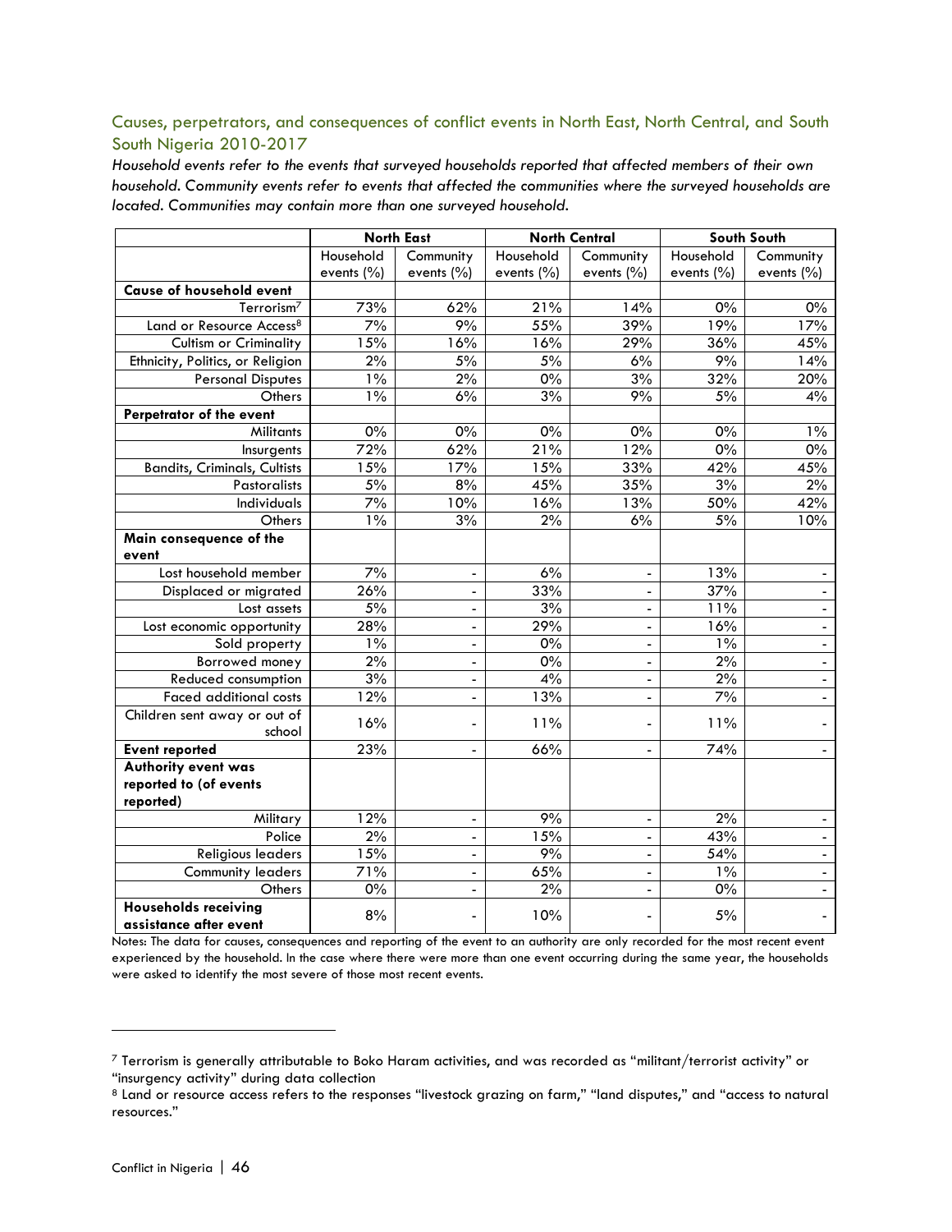## Causes, perpetrators, and consequences of conflict events in North East, North Central, and South South Nigeria 2010-2017

*Household events refer to the events that surveyed households reported that affected members of their own household. Community events refer to events that affected the communities where the surveyed households are located. Communities may contain more than one surveyed household.*

| | North East | | North Central | | South South | |
|---|---|---|---|---|---|---|
| | Household events (%) | Community events (%) | Household events (%) | Community events (%) | Household events (%) | Community events (%) |
| **Cause of household event** | | | | | | |
| Terrorism[7] | 73% | 62% | 21% | 14% | 0% | 0% |
| Land or Resource Access[8] | 7% | 9% | 55% | 39% | 19% | 17% |
| Cultism or Criminality | 15% | 16% | 16% | 29% | 36% | 45% |
| Ethnicity, Politics, or Religion | 2% | 5% | 5% | 6% | 9% | 14% |
| Personal Disputes | 1% | 2% | 0% | 3% | 32% | 20% |
| Others | 1% | 6% | 3% | 9% | 5% | 4% |
| **Perpetrator of the event** | | | | | | |
| Militants | 0% | 0% | 0% | 0% | 0% | 1% |
| Insurgents | 72% | 62% | 21% | 12% | 0% | 0% |
| Bandits, Criminals, Cultists | 15% | 17% | 15% | 33% | 42% | 45% |
| Pastoralists | 5% | 8% | 45% | 35% | 3% | 2% |
| Individuals | 7% | 10% | 16% | 13% | 50% | 42% |
| Others | 1% | 3% | 2% | 6% | 5% | 10% |
| **Main consequence of the event** | | | | | | |
| Lost household member | 7% | - | 6% | - | 13% | - |
| Displaced or migrated | 26% | - | 33% | - | 37% | - |
| Lost assets | 5% | - | 3% | - | 11% | - |
| Lost economic opportunity | 28% | - | 29% | - | 16% | - |
| Sold property | 1% | - | 0% | - | 1% | - |
| Borrowed money | 2% | - | 0% | - | 2% | - |
| Reduced consumption | 3% | - | 4% | - | 2% | - |
| Faced additional costs | 12% | - | 13% | - | 7% | - |
| Children sent away or out of school | 16% | - | 11% | - | 11% | - |
| **Event reported** | 23% | - | 66% | - | 74% | - |
| **Authority event was reported to (of events reported)** | | | | | | |
| Military | 12% | - | 9% | - | 2% | - |
| Police | 2% | - | 15% | - | 43% | - |
| Religious leaders | 15% | - | 9% | - | 54% | - |
| Community leaders | 71% | - | 65% | - | 1% | - |
| Others | 0% | - | 2% | - | 0% | - |
| **Households receiving assistance after event** | 8% | - | 10% | - | 5% | - |

Notes: The data for causes, consequences and reporting of the event to an authority are only recorded for the most recent event experienced by the household. In the case where there were more than one event occurring during the same year, the households were asked to identify the most severe of those most recent events.

---

[7] Terrorism is generally attributable to Boko Haram activities, and was recorded as "militant/terrorist activity" or "insurgency activity" during data collection

[8] Land or resource access refers to the responses "livestock grazing on farm," "land disputes," and "access to natural resources."